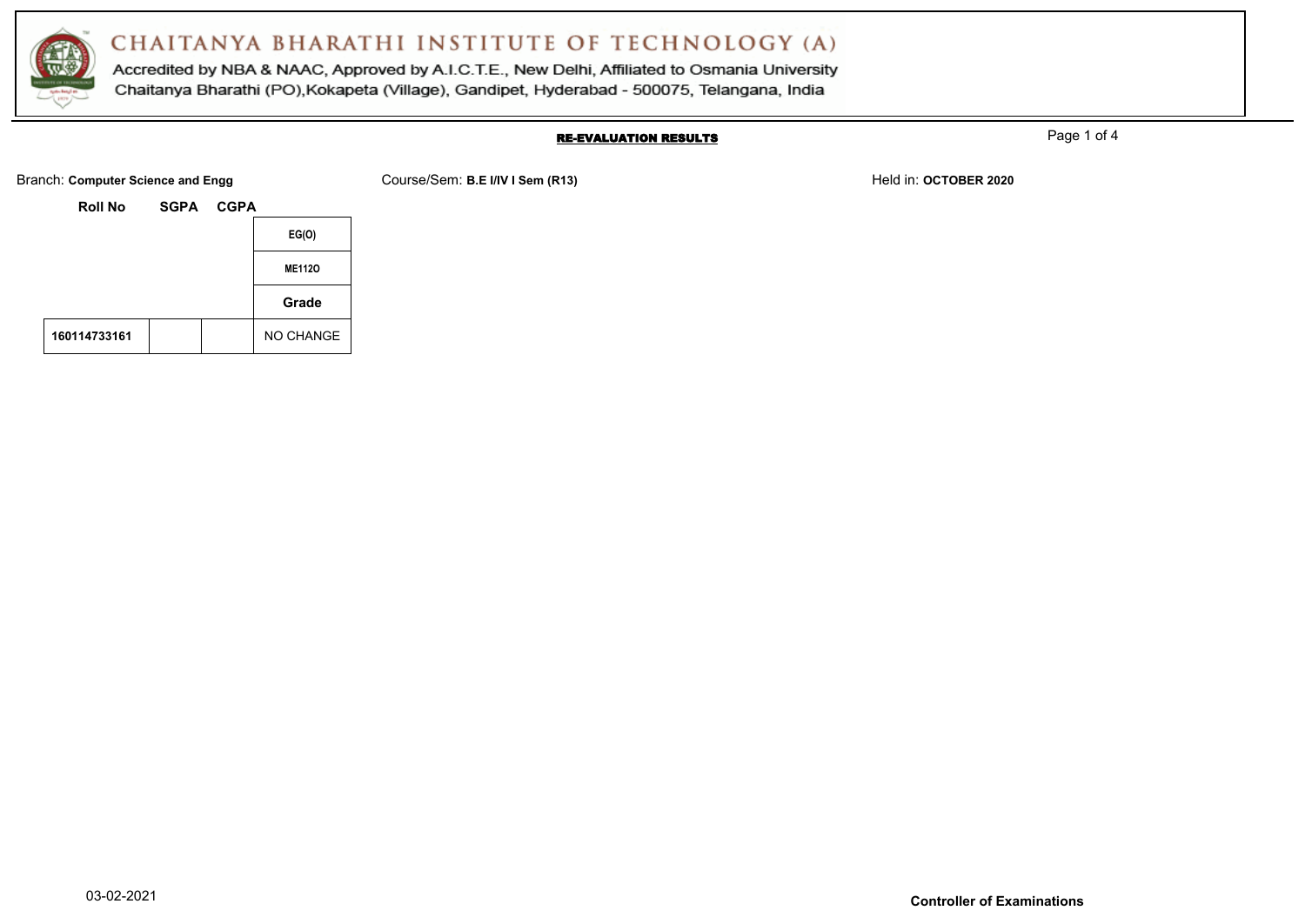# CHAITANYA BHARATHI INSTITUTE OF TECHNOLOGY (A)

Accredited by NBA & NAAC, Approved by A.I.C.T.E., New Delhi, Affiliated to Osmania University

Chaitanya Bharathi (PO),Kokapeta (Village), Gandipet, Hyderabad - 500075, Telangana, India

## RE-EVALUATION RESULTS

Branch: **Computer Science and Engg** Course/Sem: **B.E I/IV I Sem (R13)** Held in: **OCTOBER 2020**

| Roll No | SGPA | CGPA | EG(O) |
|---|---|---|---|
| | | | ME112O |
| | | | Grade |
| **160114733161** | | | NO CHANGE |

03-02-2021

**Controller of Examinations**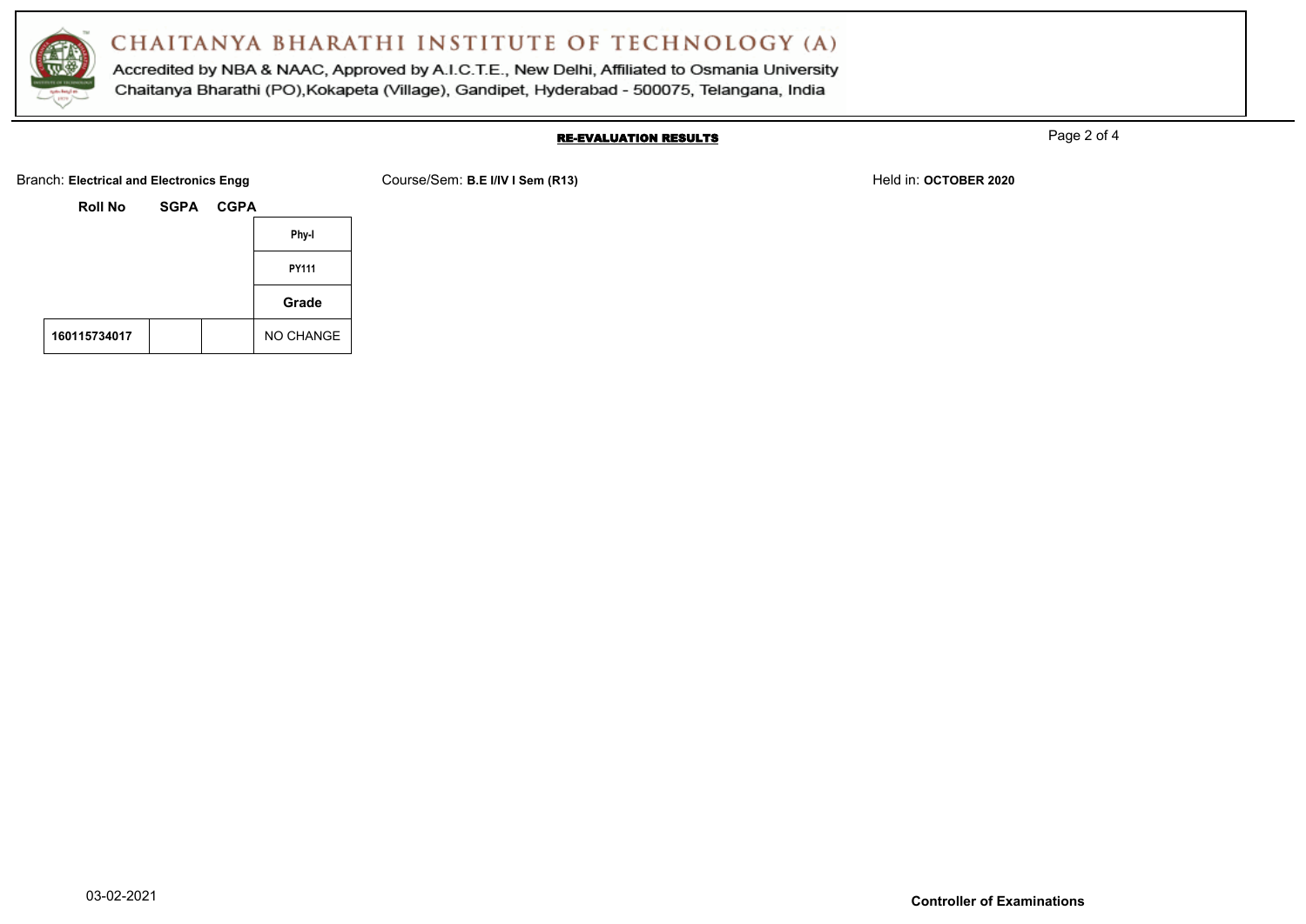# CHAITANYA BHARATHI INSTITUTE OF TECHNOLOGY (A)

Accredited by NBA & NAAC, Approved by A.I.C.T.E., New Delhi, Affiliated to Osmania University
Chaitanya Bharathi (PO),Kokapeta (Village), Gandipet, Hyderabad - 500075, Telangana, India

**RE-EVALUATION RESULTS**

Branch: **Electrical and Electronics Engg**    Course/Sem: **B.E I/IV I Sem (R13)**    Held in: **OCTOBER 2020**

| Roll No | SGPA | CGPA | Phy-I |
|---|---|---|---|
| | | | PY111 |
| | | | Grade |
| 160115734017 | | | NO CHANGE |

03-02-2021

**Controller of Examinations**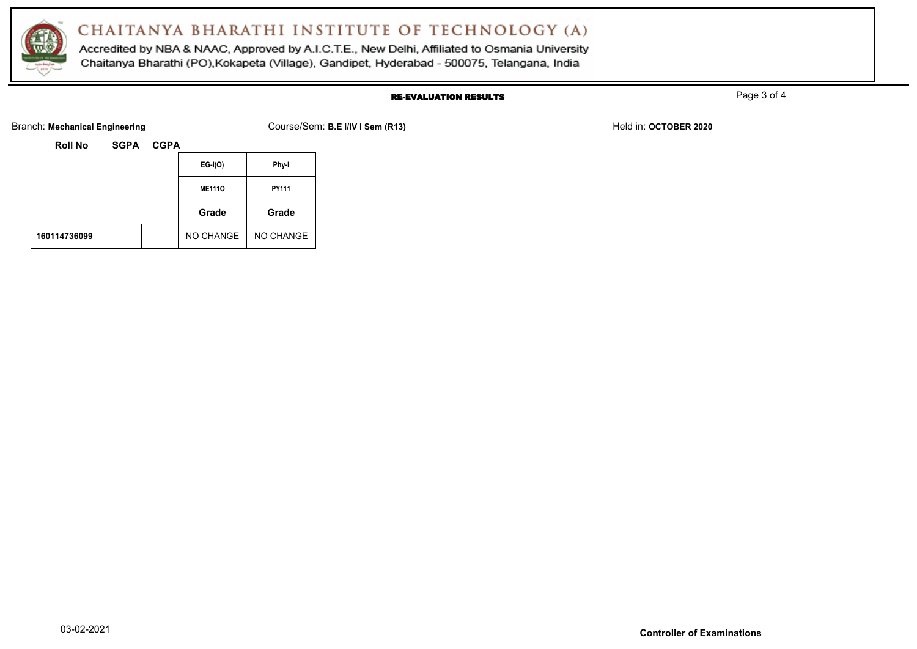# CHAITANYA BHARATHI INSTITUTE OF TECHNOLOGY (A)

Accredited by NBA & NAAC, Approved by A.I.C.T.E., New Delhi, Affiliated to Osmania University
Chaitanya Bharathi (PO),Kokapeta (Village), Gandipet, Hyderabad - 500075, Telangana, India

## RE-EVALUATION RESULTS

Branch: **Mechanical Engineering** Course/Sem: **B.E I/IV I Sem (R13)** Held in: **OCTOBER 2020**

| Roll No | SGPA | CGPA | EG-I(O) | Phy-I |
|---|---|---|---|---|
| | | | ME111O | PY111 |
| | | | **Grade** | **Grade** |
| **160114736099** | | | NO CHANGE | NO CHANGE |

03-02-2021

**Controller of Examinations**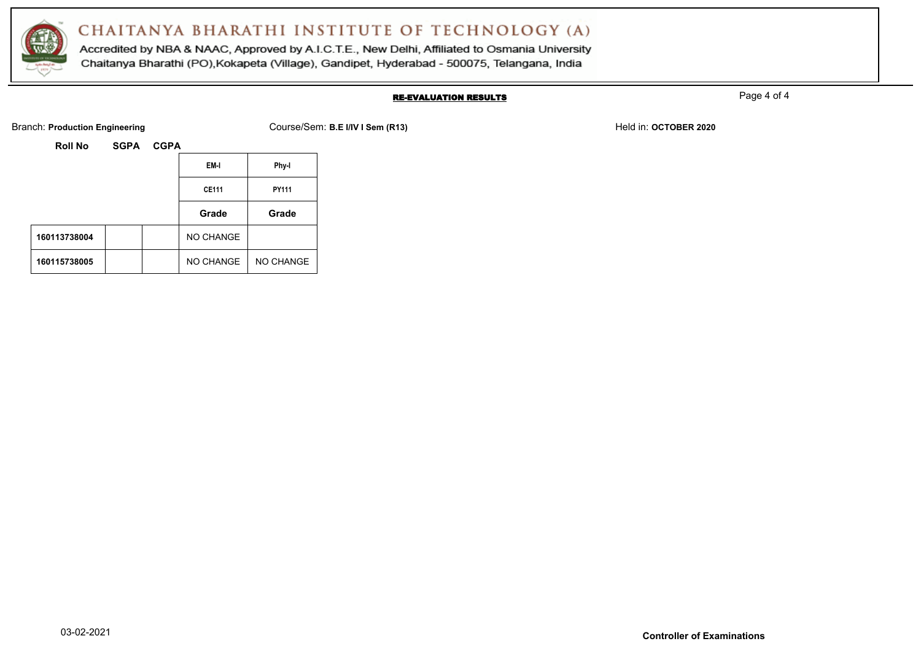# CHAITANYA BHARATHI INSTITUTE OF TECHNOLOGY (A)

Accredited by NBA & NAAC, Approved by A.I.C.T.E., New Delhi, Affiliated to Osmania University

Chaitanya Bharathi (PO),Kokapeta (Village), Gandipet, Hyderabad - 500075, Telangana, India

## RE-EVALUATION RESULTS

Branch: **Production Engineering** Course/Sem: **B.E I/IV I Sem (R13)** Held in: **OCTOBER 2020**

| Roll No | SGPA | CGPA | EM-I | Phy-I |
|---|---|---|---|---|
| | | | CE111 | PY111 |
| | | | Grade | Grade |
| 160113738004 | | | NO CHANGE | |
| 160115738005 | | | NO CHANGE | NO CHANGE |

03-02-2021

**Controller of Examinations**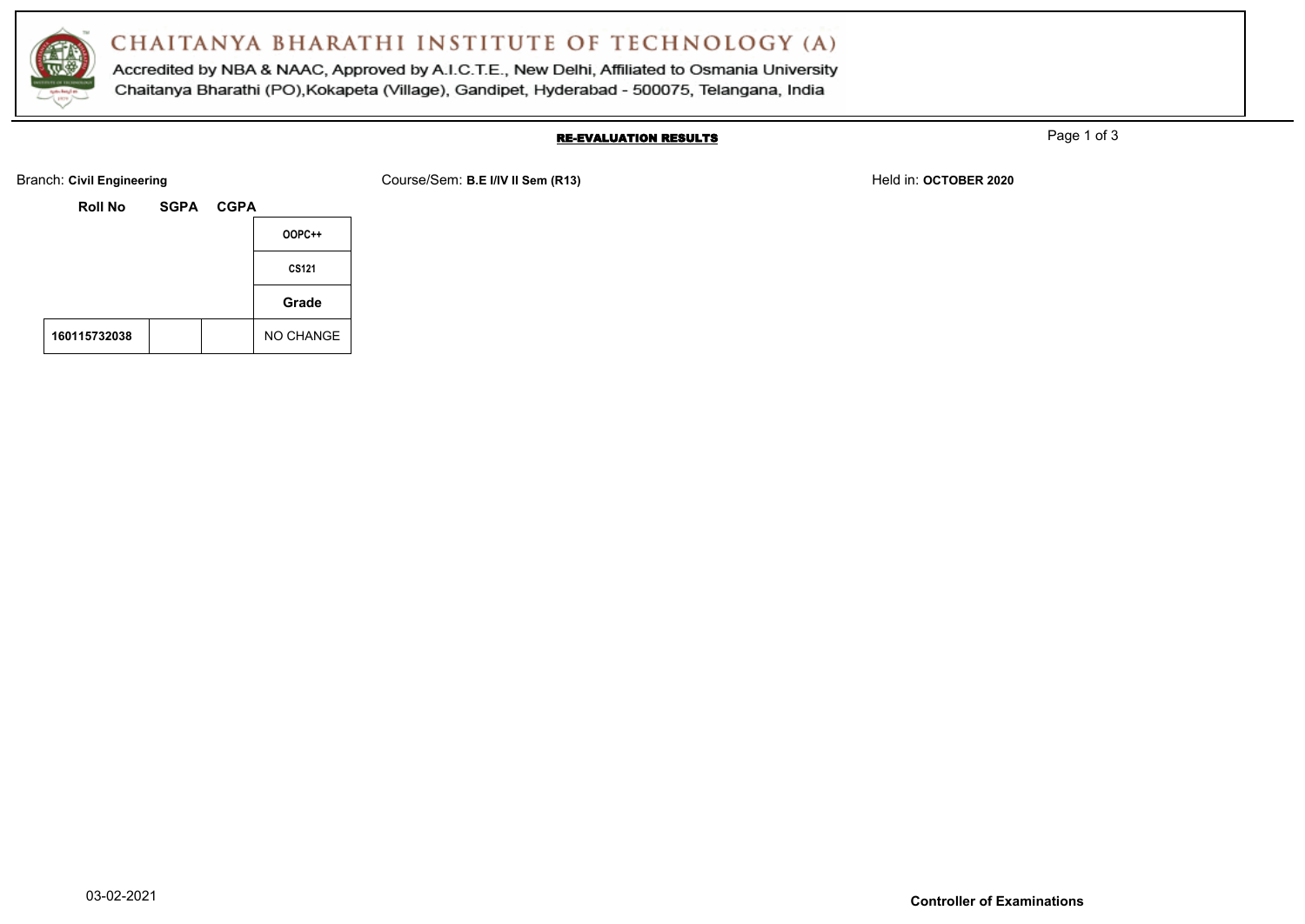# CHAITANYA BHARATHI INSTITUTE OF TECHNOLOGY (A)

Accredited by NBA & NAAC, Approved by A.I.C.T.E., New Delhi, Affiliated to Osmania University

Chaitanya Bharathi (PO),Kokapeta (Village), Gandipet, Hyderabad - 500075, Telangana, India

## RE-EVALUATION RESULTS

Branch: **Civil Engineering** Course/Sem: **B.E I/IV II Sem (R13)** Held in: **OCTOBER 2020**

| Roll No | SGPA | CGPA | OOPC++ |
|---|---|---|---|
| | | | CS121 |
| | | | Grade |
| 160115732038 | | | NO CHANGE |

03-02-2021

**Controller of Examinations**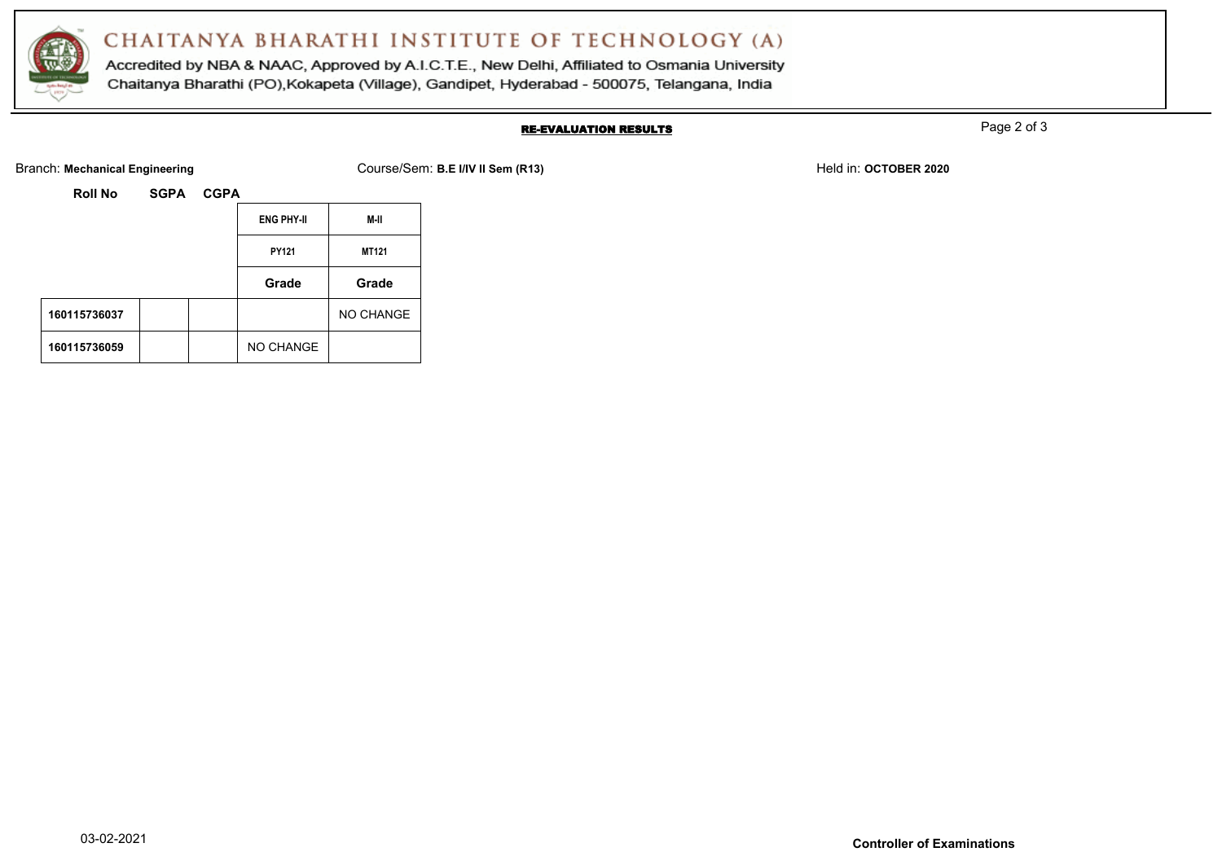# CHAITANYA BHARATHI INSTITUTE OF TECHNOLOGY (A)

Accredited by NBA & NAAC, Approved by A.I.C.T.E., New Delhi, Affiliated to Osmania University
Chaitanya Bharathi (PO),Kokapeta (Village), Gandipet, Hyderabad - 500075, Telangana, India

## RE-EVALUATION RESULTS

Branch: **Mechanical Engineering** Course/Sem: **B.E I/IV II Sem (R13)** Held in: **OCTOBER 2020**

| Roll No | SGPA | CGPA | ENG PHY-II | M-II |
|---|---|---|---|---|
| | | | PY121 | MT121 |
| | | | Grade | Grade |
| 160115736037 | | | | NO CHANGE |
| 160115736059 | | | NO CHANGE | |

03-02-2021

**Controller of Examinations**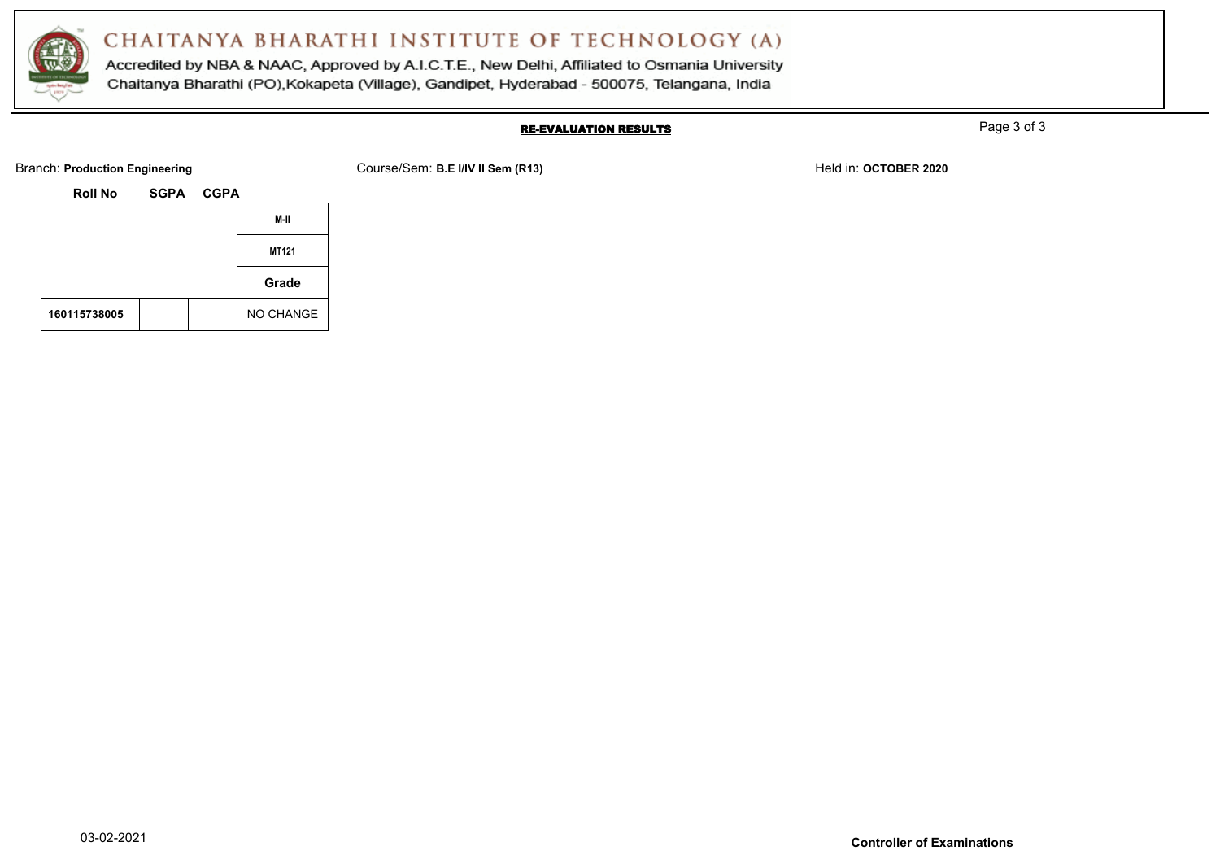# CHAITANYA BHARATHI INSTITUTE OF TECHNOLOGY (A)

Accredited by NBA & NAAC, Approved by A.I.C.T.E., New Delhi, Affiliated to Osmania University
Chaitanya Bharathi (PO),Kokapeta (Village), Gandipet, Hyderabad - 500075, Telangana, India

**RE-EVALUATION RESULTS**

Branch: **Production Engineering** Course/Sem: **B.E I/IV II Sem (R13)** Held in: **OCTOBER 2020**

| Roll No | SGPA | CGPA | M-II |
|---|---|---|---|
| | | | MT121 |
| | | | Grade |
| 160115738005 | | | NO CHANGE |

03-02-2021

**Controller of Examinations**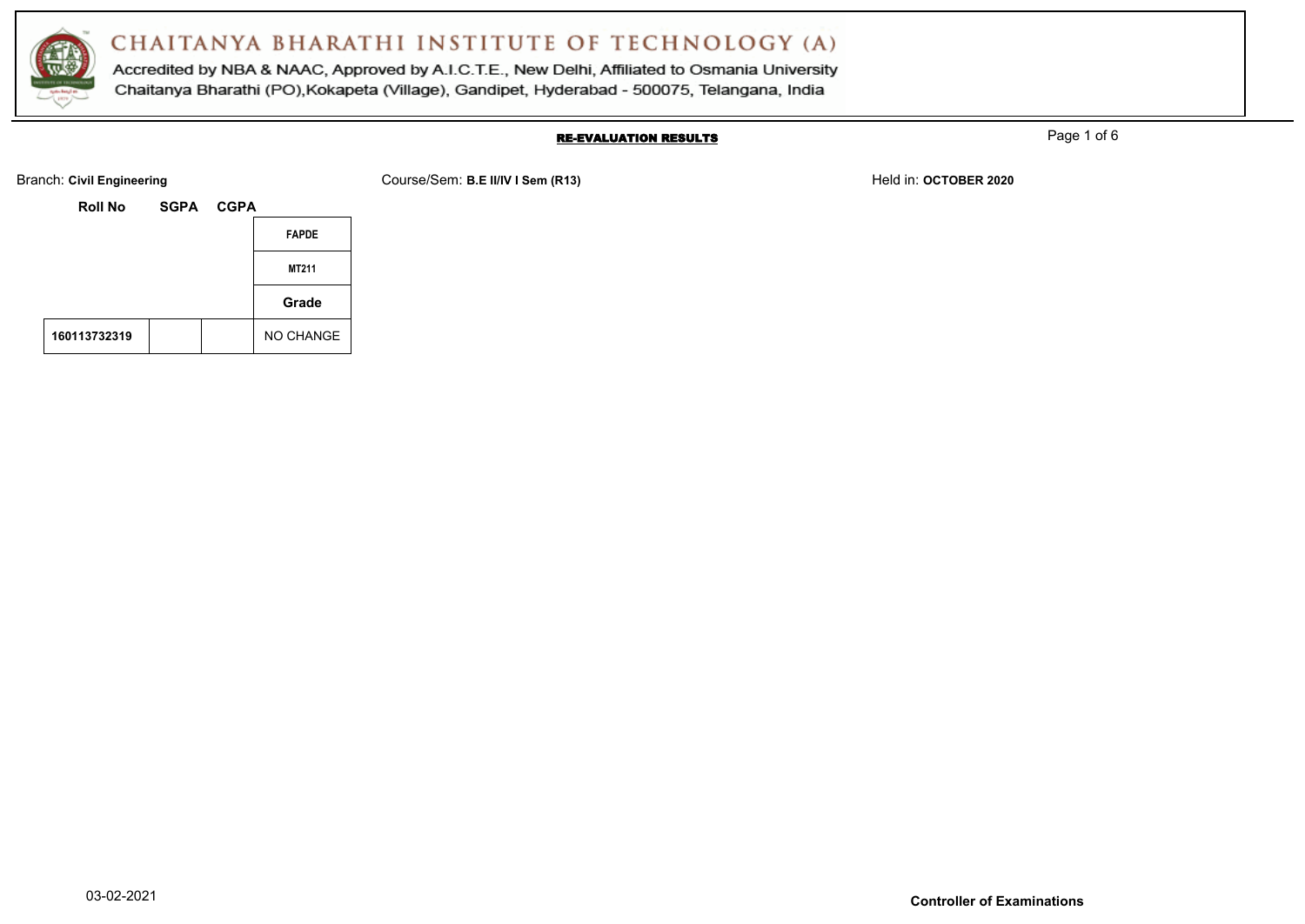# CHAITANYA BHARATHI INSTITUTE OF TECHNOLOGY (A)

Accredited by NBA & NAAC, Approved by A.I.C.T.E., New Delhi, Affiliated to Osmania University
Chaitanya Bharathi (PO),Kokapeta (Village), Gandipet, Hyderabad - 500075, Telangana, India

## RE-EVALUATION RESULTS

Branch: **Civil Engineering** Course/Sem: **B.E II/IV I Sem (R13)** Held in: **OCTOBER 2020**

| Roll No | SGPA | CGPA | FAPDE |
|---|---|---|---|
| | | | MT211 |
| | | | Grade |
| 160113732319 | | | NO CHANGE |

03-02-2021

**Controller of Examinations**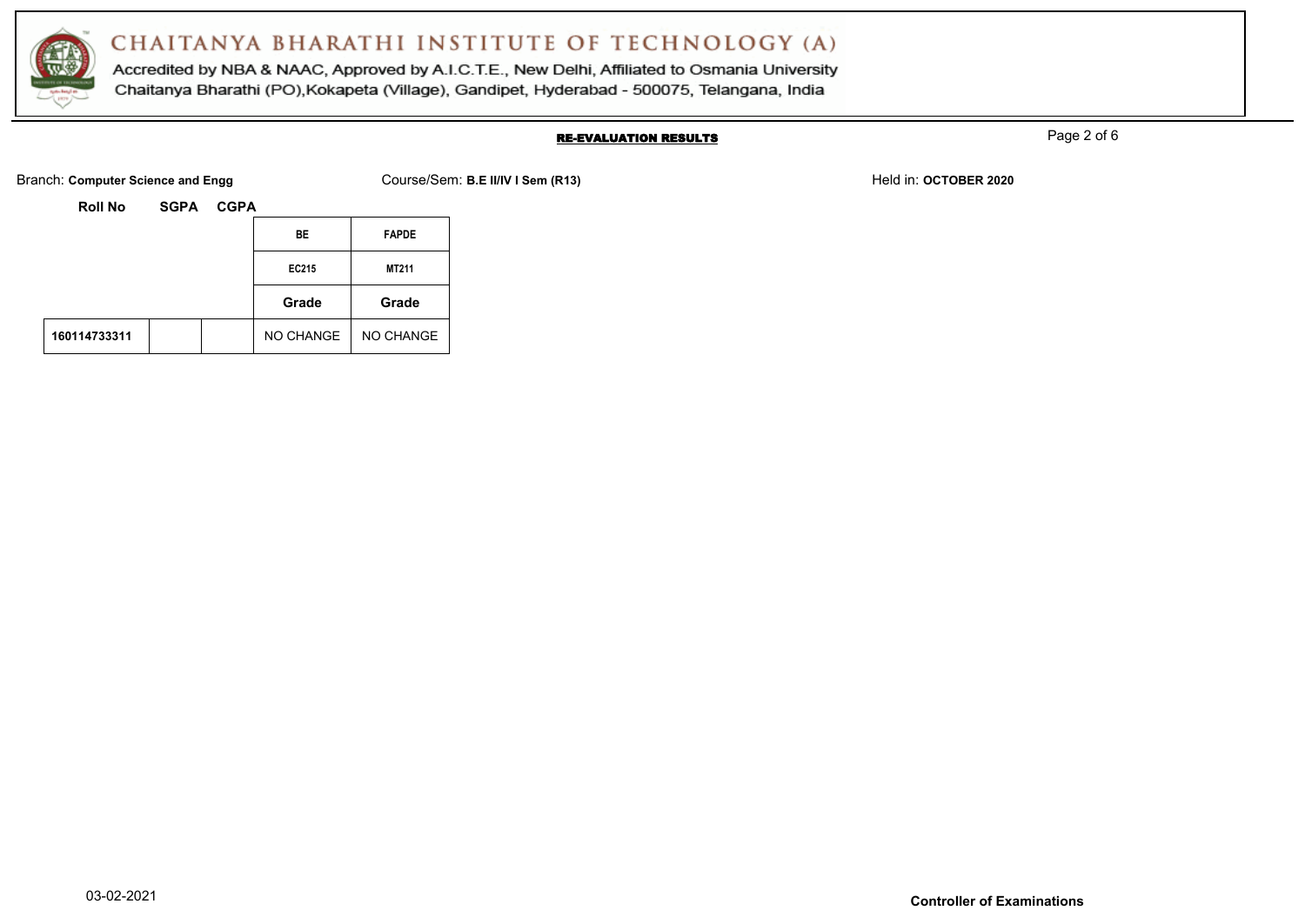# CHAITANYA BHARATHI INSTITUTE OF TECHNOLOGY (A)

Accredited by NBA & NAAC, Approved by A.I.C.T.E., New Delhi, Affiliated to Osmania University
Chaitanya Bharathi (PO),Kokapeta (Village), Gandipet, Hyderabad - 500075, Telangana, India

**RE-EVALUATION RESULTS**

Branch: **Computer Science and Engg** Course/Sem: **B.E II/IV I Sem (R13)** Held in: **OCTOBER 2020**

| Roll No | SGPA | CGPA | BE | FAPDE |
|---|---|---|---|---|
| | | | EC215 | MT211 |
| | | | Grade | Grade |
| 160114733311 | | | NO CHANGE | NO CHANGE |

03-02-2021

**Controller of Examinations**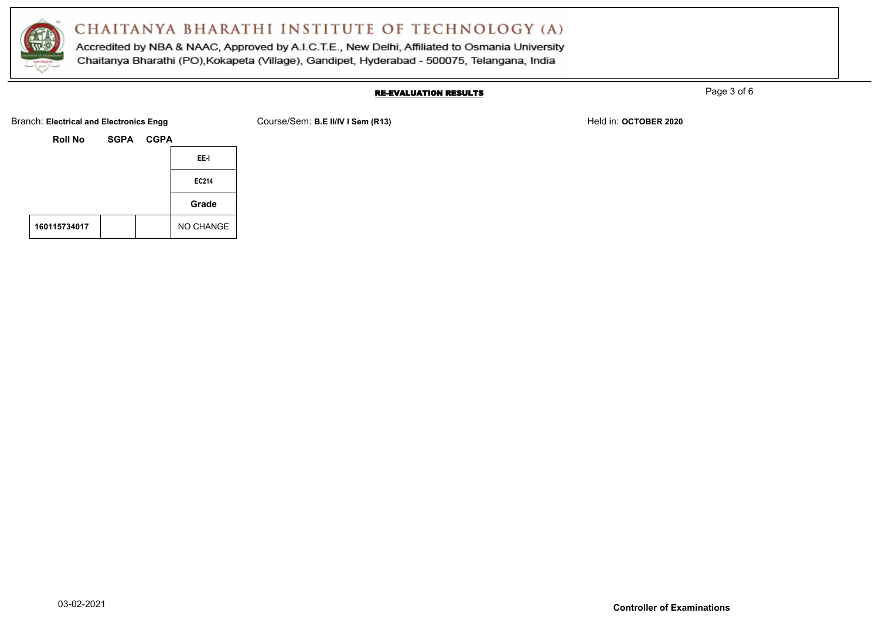# CHAITANYA BHARATHI INSTITUTE OF TECHNOLOGY (A)

Accredited by NBA & NAAC, Approved by A.I.C.T.E., New Delhi, Affiliated to Osmania University
Chaitanya Bharathi (PO),Kokapeta (Village), Gandipet, Hyderabad - 500075, Telangana, India

## RE-EVALUATION RESULTS

Branch: **Electrical and Electronics Engg** Course/Sem: **B.E II/IV I Sem (R13)** Held in: **OCTOBER 2020**

| Roll No | SGPA | CGPA | EE-I |
|---|---|---|---|
| | | | EC214 |
| | | | Grade |
| 160115734017 | | | NO CHANGE |

03-02-2021

**Controller of Examinations**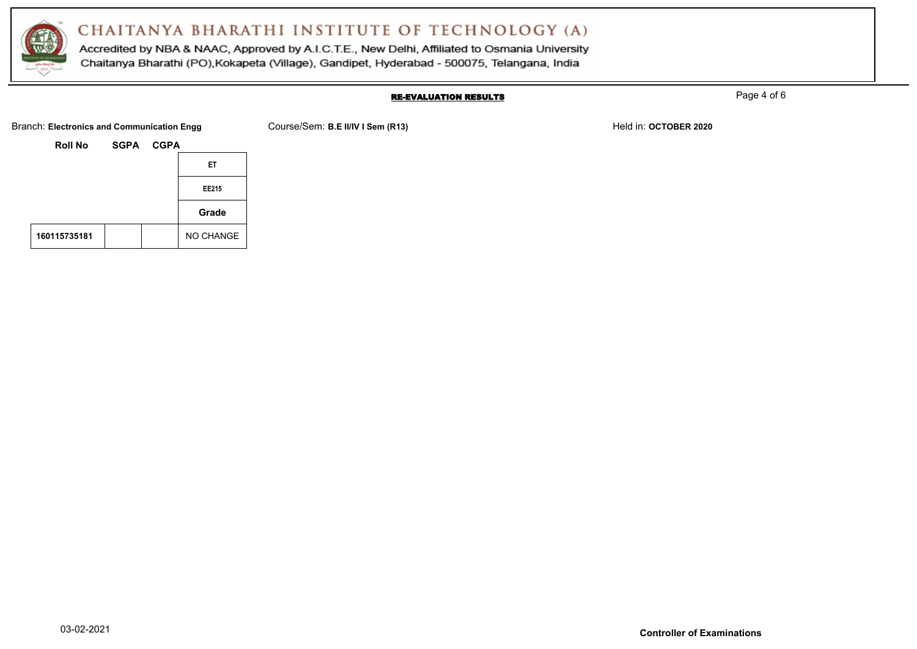# CHAITANYA BHARATHI INSTITUTE OF TECHNOLOGY (A)

Accredited by NBA & NAAC, Approved by A.I.C.T.E., New Delhi, Affiliated to Osmania University
Chaitanya Bharathi (PO),Kokapeta (Village), Gandipet, Hyderabad - 500075, Telangana, India

## RE-EVALUATION RESULTS

Branch: **Electronics and Communication Engg** Course/Sem: **B.E II/IV I Sem (R13)** Held in: **OCTOBER 2020**

| Roll No | SGPA | CGPA | ET |
|---|---|---|---|
| | | | EE215 |
| | | | Grade |
| 160115735181 | | | NO CHANGE |

03-02-2021

**Controller of Examinations**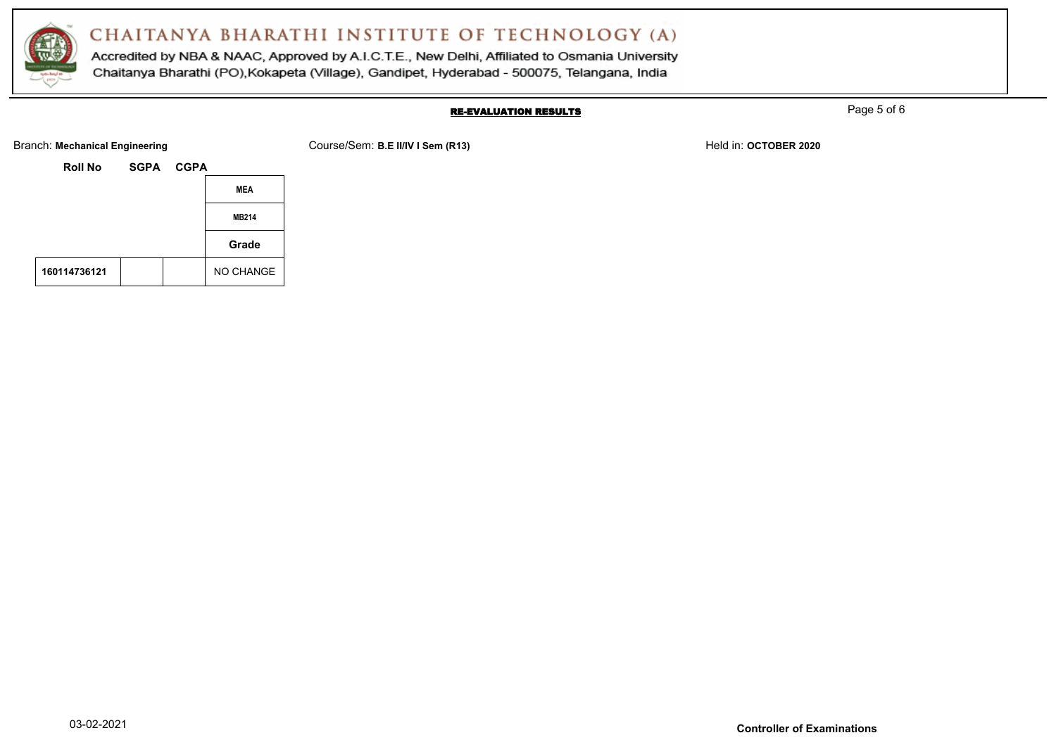# CHAITANYA BHARATHI INSTITUTE OF TECHNOLOGY (A)

Accredited by NBA & NAAC, Approved by A.I.C.T.E., New Delhi, Affiliated to Osmania University
Chaitanya Bharathi (PO),Kokapeta (Village), Gandipet, Hyderabad - 500075, Telangana, India

## RE-EVALUATION RESULTS

Branch: **Mechanical Engineering**    Course/Sem: **B.E II/IV I Sem (R13)**    Held in: **OCTOBER 2020**

| Roll No | SGPA | CGPA | MEA |
|---|---|---|---|
| | | | MB214 |
| | | | Grade |
| 160114736121 | | | NO CHANGE |

03-02-2021

**Controller of Examinations**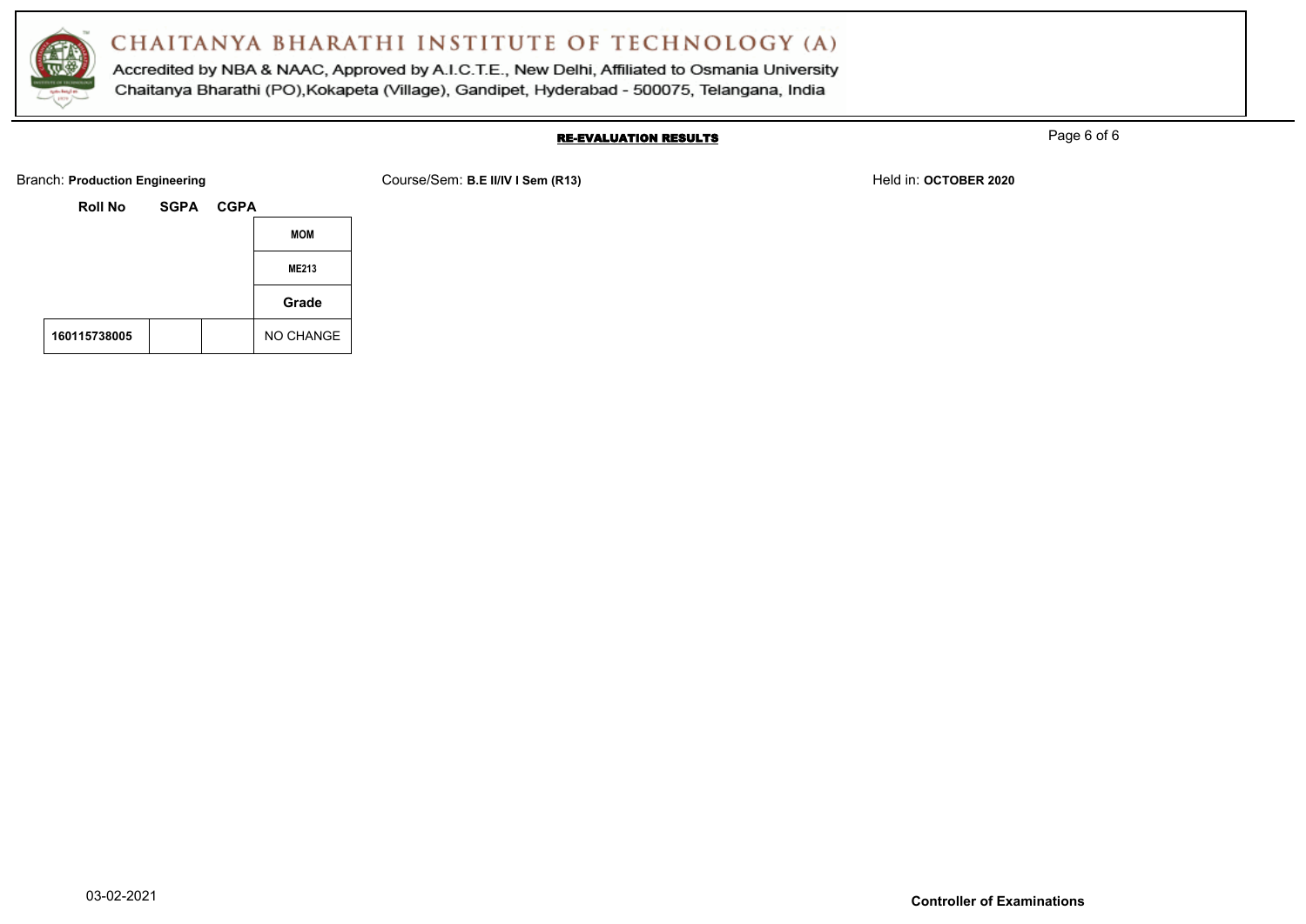# CHAITANYA BHARATHI INSTITUTE OF TECHNOLOGY (A)

Accredited by NBA & NAAC, Approved by A.I.C.T.E., New Delhi, Affiliated to Osmania University
Chaitanya Bharathi (PO),Kokapeta (Village), Gandipet, Hyderabad - 500075, Telangana, India

**RE-EVALUATION RESULTS**

Branch: **Production Engineering** Course/Sem: **B.E II/IV I Sem (R13)** Held in: **OCTOBER 2020**

| Roll No | SGPA | CGPA | MOM |
|---|---|---|---|
| | | | ME213 |
| | | | Grade |
| 160115738005 | | | NO CHANGE |

03-02-2021

**Controller of Examinations**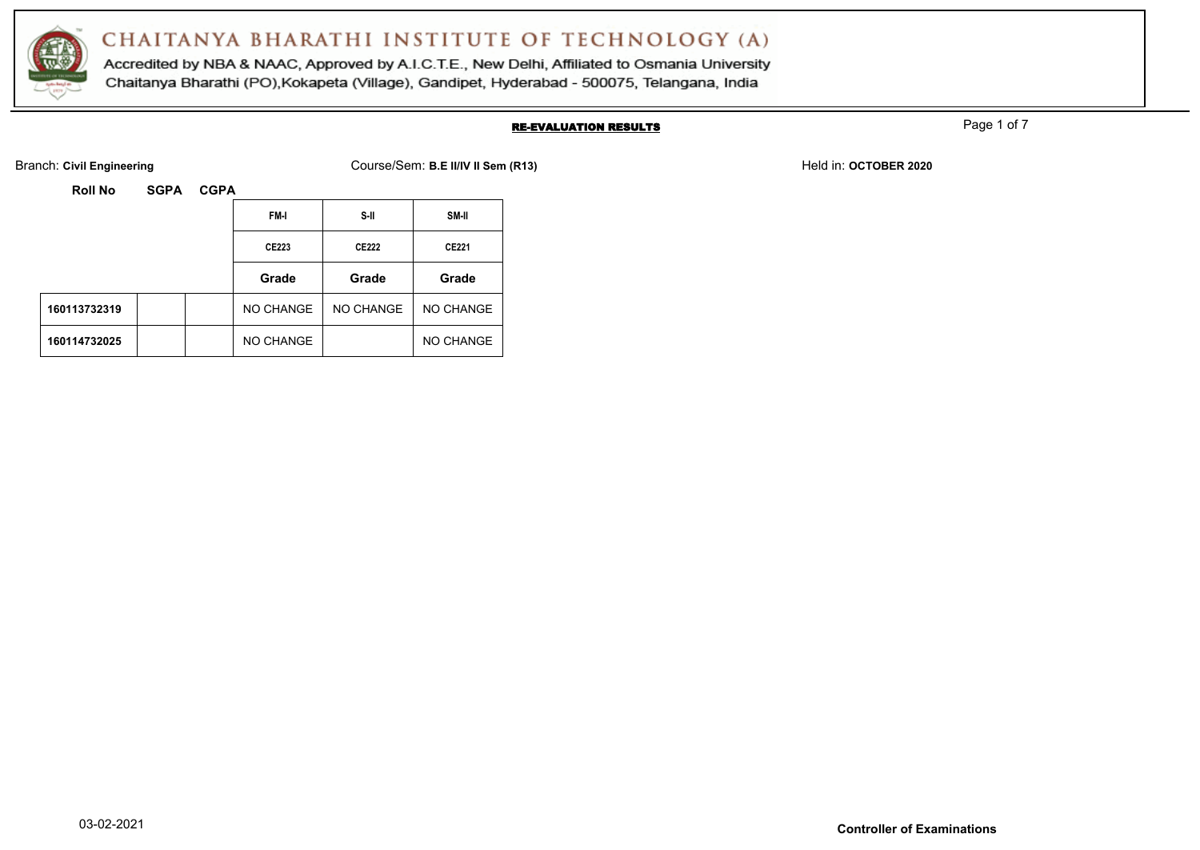# CHAITANYA BHARATHI INSTITUTE OF TECHNOLOGY (A)

Accredited by NBA & NAAC, Approved by A.I.C.T.E., New Delhi, Affiliated to Osmania University
Chaitanya Bharathi (PO),Kokapeta (Village), Gandipet, Hyderabad - 500075, Telangana, India

## RE-EVALUATION RESULTS

Branch: **Civil Engineering** Course/Sem: **B.E II/IV II Sem (R13)** Held in: **OCTOBER 2020**

| Roll No | SGPA | CGPA | FM-I | S-II | SM-II |
|---|---|---|---|---|---|
| | | | CE223 | CE222 | CE221 |
| | | | Grade | Grade | Grade |
| 160113732319 | | | NO CHANGE | NO CHANGE | NO CHANGE |
| 160114732025 | | | NO CHANGE | | NO CHANGE |

03-02-2021

**Controller of Examinations**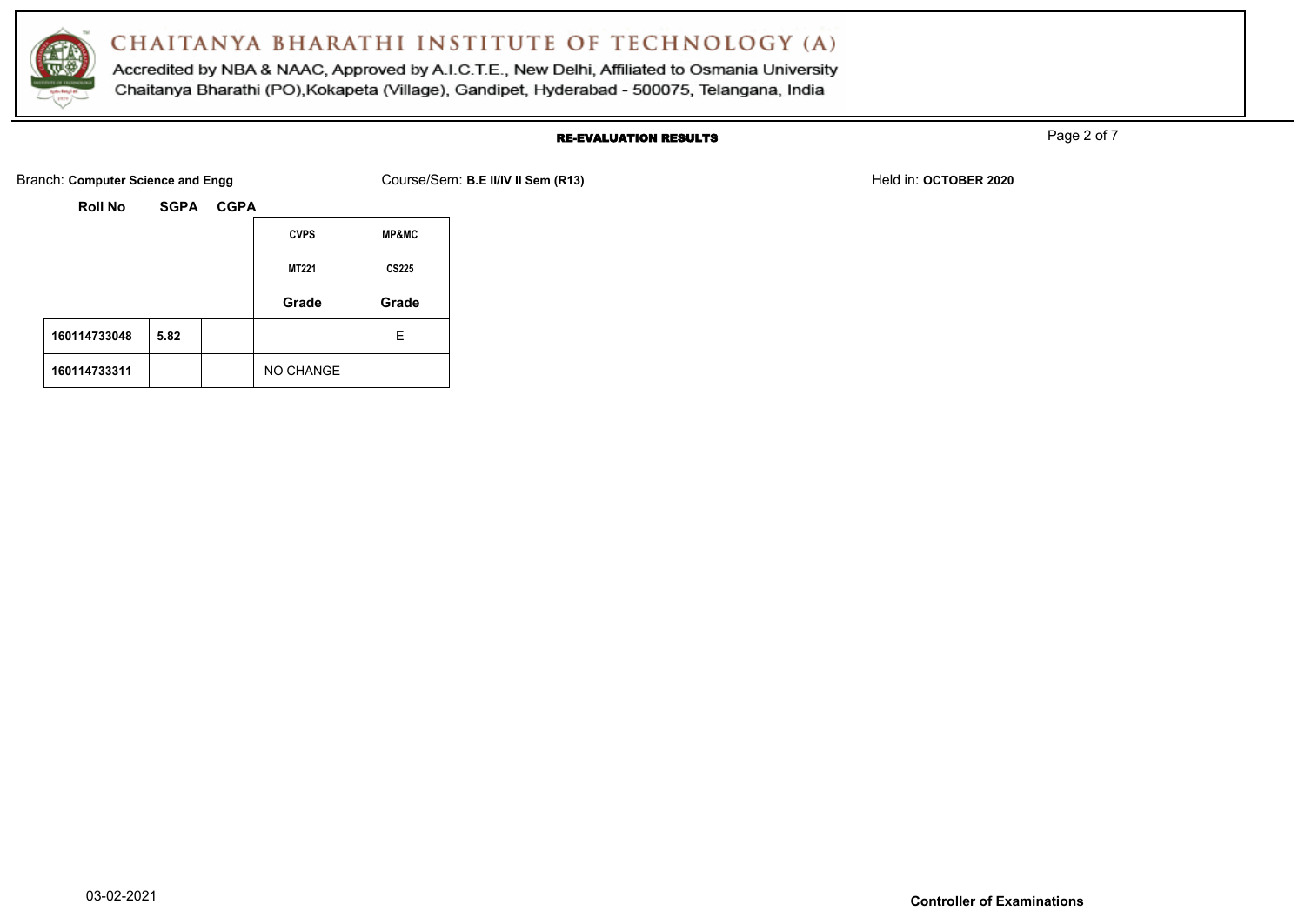# CHAITANYA BHARATHI INSTITUTE OF TECHNOLOGY (A)

Accredited by NBA & NAAC, Approved by A.I.C.T.E., New Delhi, Affiliated to Osmania University
Chaitanya Bharathi (PO),Kokapeta (Village), Gandipet, Hyderabad - 500075, Telangana, India

## RE-EVALUATION RESULTS

Branch: **Computer Science and Engg** Course/Sem: **B.E II/IV II Sem (R13)** Held in: **OCTOBER 2020**

| Roll No | SGPA | CGPA | CVPS | MP&MC |
|---|---|---|---|---|
| | | | MT221 | CS225 |
| | | | Grade | Grade |
| 160114733048 | 5.82 | | | E |
| 160114733311 | | | NO CHANGE | |

03-02-2021

**Controller of Examinations**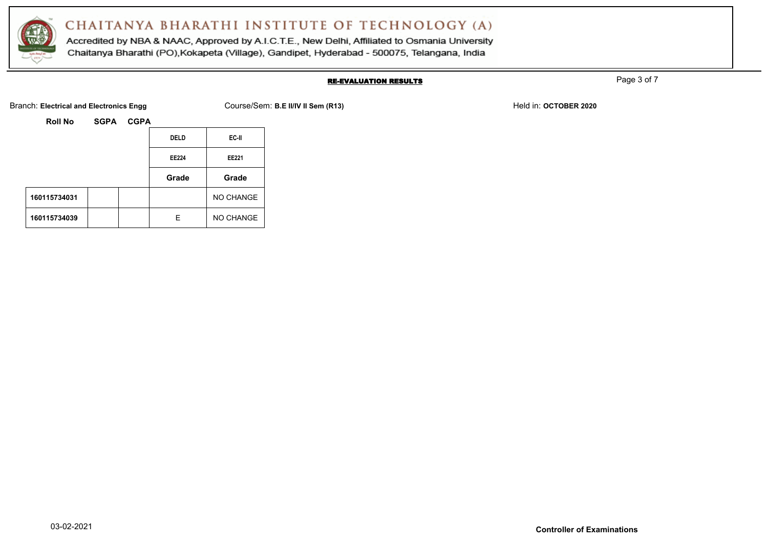# CHAITANYA BHARATHI INSTITUTE OF TECHNOLOGY (A)

Accredited by NBA & NAAC, Approved by A.I.C.T.E., New Delhi, Affiliated to Osmania University
Chaitanya Bharathi (PO),Kokapeta (Village), Gandipet, Hyderabad - 500075, Telangana, India

## RE-EVALUATION RESULTS

Branch: **Electrical and Electronics Engg** Course/Sem: **B.E II/IV II Sem (R13)** Held in: **OCTOBER 2020**

| Roll No | SGPA | CGPA | DELD | EC-II |
|---|---|---|---|---|
| | | | EE224 | EE221 |
| | | | Grade | Grade |
| 160115734031 | | | | NO CHANGE |
| 160115734039 | | | E | NO CHANGE |

03-02-2021

**Controller of Examinations**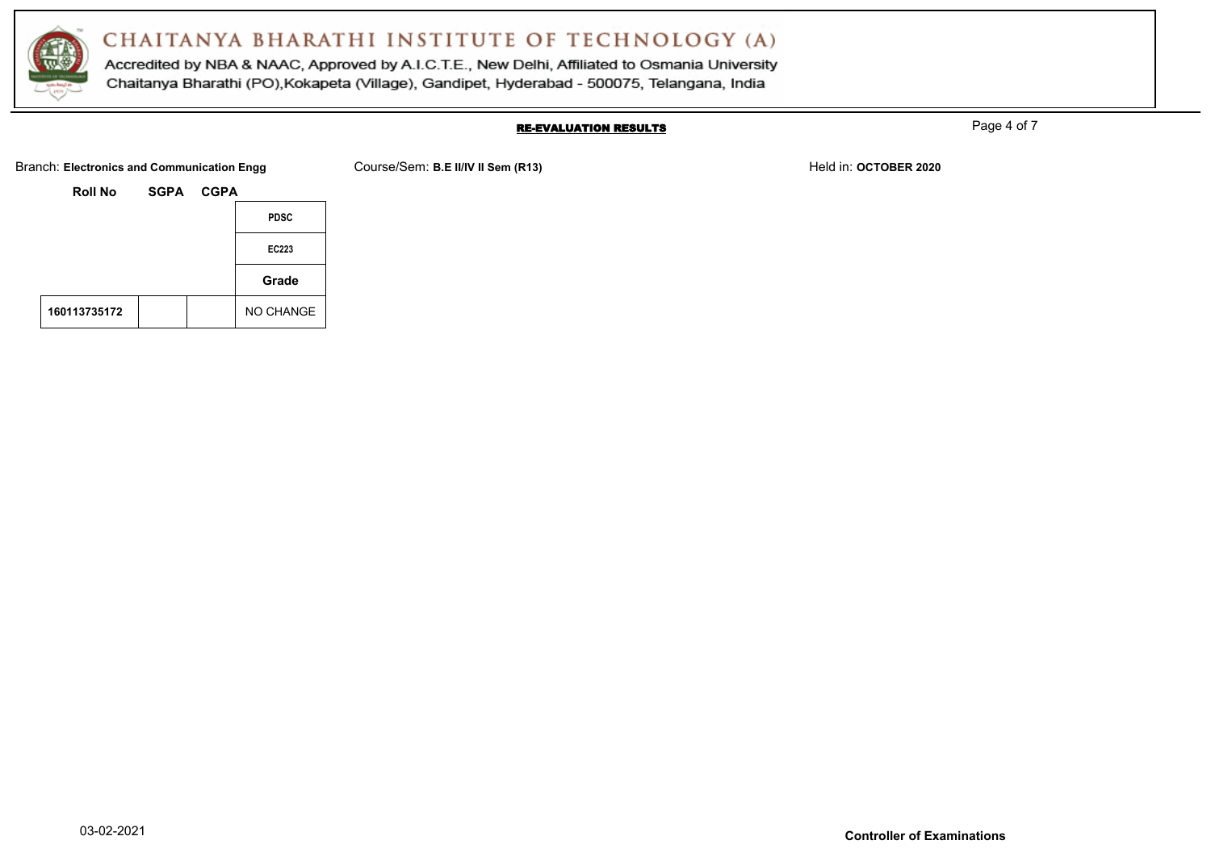# CHAITANYA BHARATHI INSTITUTE OF TECHNOLOGY (A)

Accredited by NBA & NAAC, Approved by A.I.C.T.E., New Delhi, Affiliated to Osmania University
Chaitanya Bharathi (PO),Kokapeta (Village), Gandipet, Hyderabad - 500075, Telangana, India

## RE-EVALUATION RESULTS

Branch: **Electronics and Communication Engg** Course/Sem: **B.E II/IV II Sem (R13)** Held in: **OCTOBER 2020**

| Roll No | SGPA | CGPA | PDSC |
|---|---|---|---|
| | | | EC223 |
| | | | Grade |
| 160113735172 | | | NO CHANGE |

03-02-2021

**Controller of Examinations**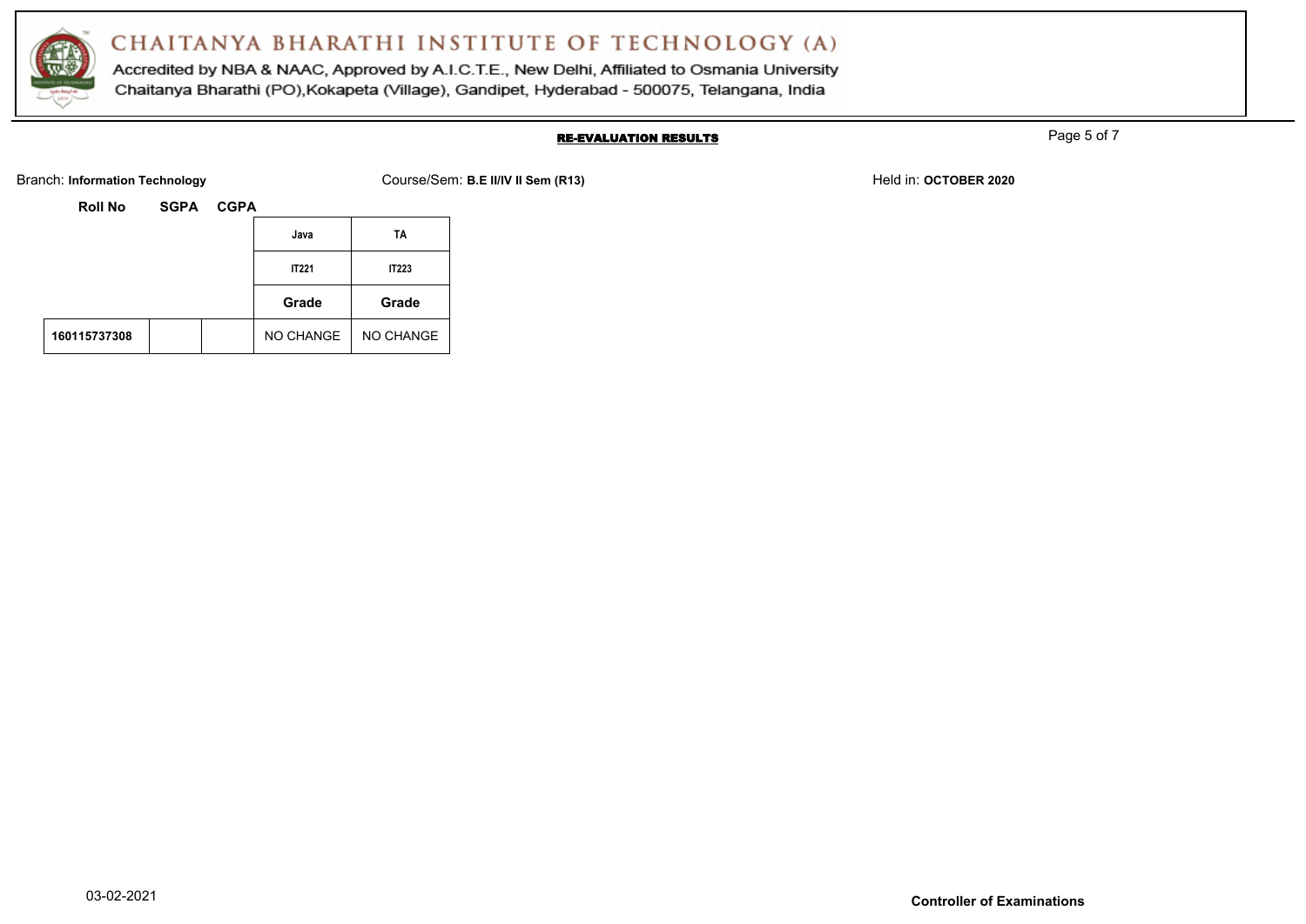# CHAITANYA BHARATHI INSTITUTE OF TECHNOLOGY (A)

Accredited by NBA & NAAC, Approved by A.I.C.T.E., New Delhi, Affiliated to Osmania University
Chaitanya Bharathi (PO),Kokapeta (Village), Gandipet, Hyderabad - 500075, Telangana, India

## RE-EVALUATION RESULTS

Branch: **Information Technology** Course/Sem: **B.E II/IV II Sem (R13)** Held in: **OCTOBER 2020**

| Roll No | SGPA | CGPA | Java | TA |
|---|---|---|---|---|
| | | | IT221 | IT223 |
| | | | Grade | Grade |
| 160115737308 | | | NO CHANGE | NO CHANGE |

03-02-2021

**Controller of Examinations**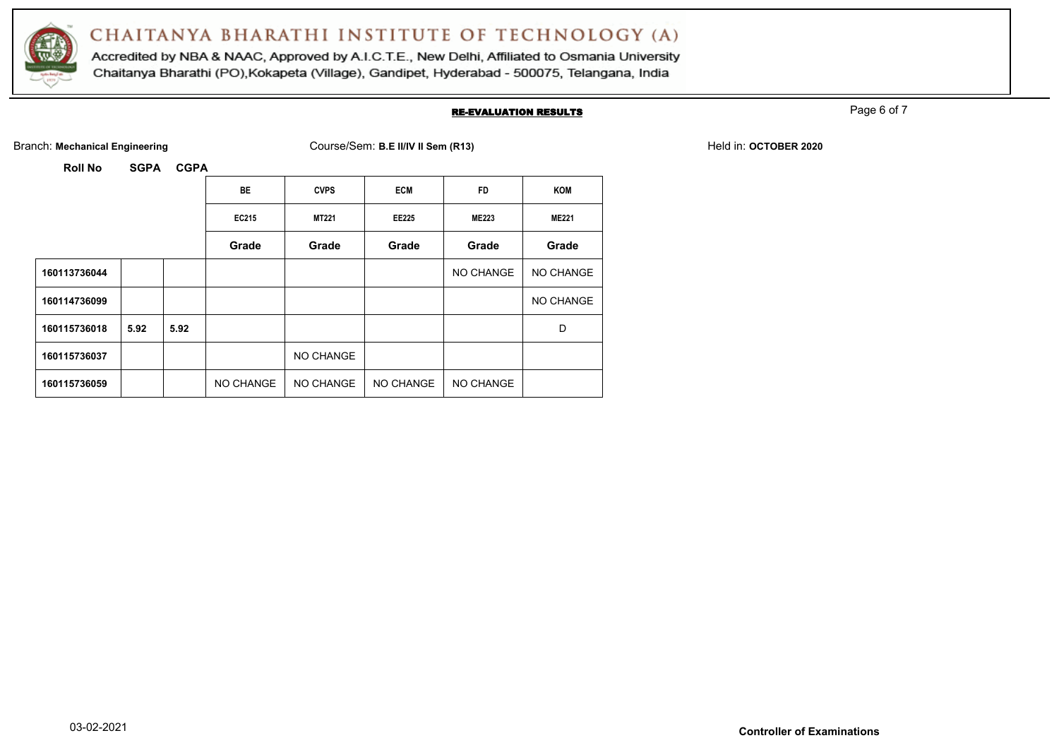# CHAITANYA BHARATHI INSTITUTE OF TECHNOLOGY (A)

Accredited by NBA & NAAC, Approved by A.I.C.T.E., New Delhi, Affiliated to Osmania University
Chaitanya Bharathi (PO),Kokapeta (Village), Gandipet, Hyderabad - 500075, Telangana, India

**RE-EVALUATION RESULTS**

Branch: **Mechanical Engineering** Course/Sem: **B.E II/IV II Sem (R13)** Held in: **OCTOBER 2020**

| Roll No | SGPA | CGPA | BE | CVPS | ECM | FD | KOM |
|---|---|---|---|---|---|---|---|
| | | | EC215 | MT221 | EE225 | ME223 | ME221 |
| | | | Grade | Grade | Grade | Grade | Grade |
| 160113736044 | | | | | | NO CHANGE | NO CHANGE |
| 160114736099 | | | | | | | NO CHANGE |
| 160115736018 | 5.92 | 5.92 | | | | | D |
| 160115736037 | | | | NO CHANGE | | | |
| 160115736059 | | | NO CHANGE | NO CHANGE | NO CHANGE | NO CHANGE | |

03-02-2021

**Controller of Examinations**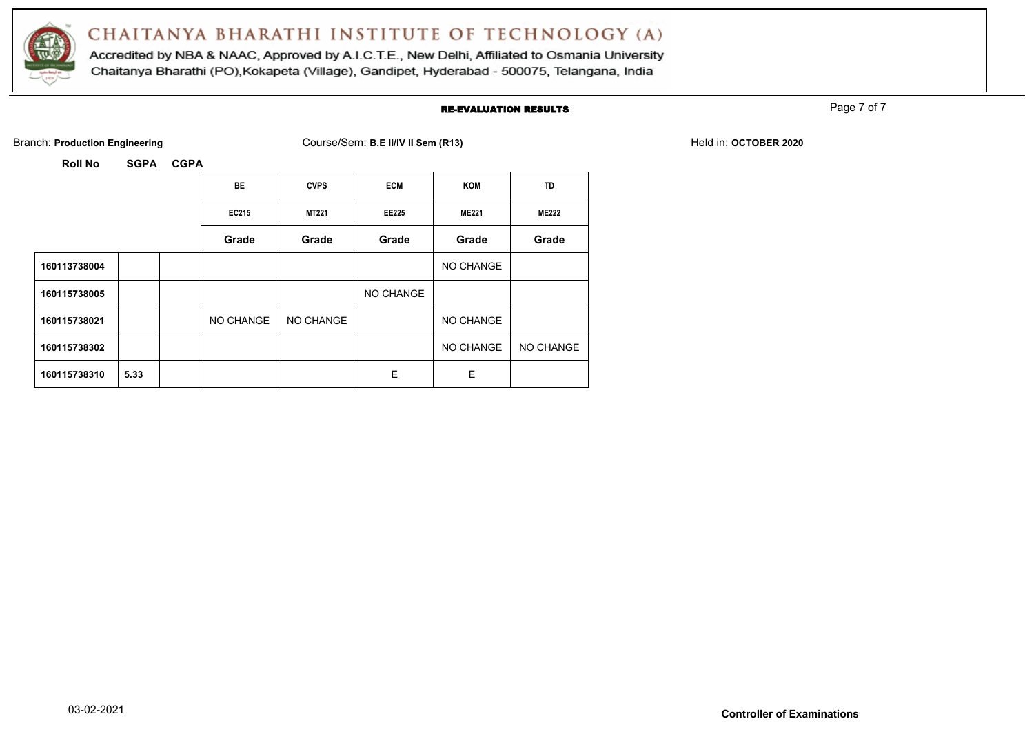# CHAITANYA BHARATHI INSTITUTE OF TECHNOLOGY (A)

Accredited by NBA & NAAC, Approved by A.I.C.T.E., New Delhi, Affiliated to Osmania University
Chaitanya Bharathi (PO),Kokapeta (Village), Gandipet, Hyderabad - 500075, Telangana, India

## RE-EVALUATION RESULTS

Branch: **Production Engineering** Course/Sem: **B.E II/IV II Sem (R13)** Held in: **OCTOBER 2020**

| Roll No | SGPA | CGPA | BE | CVPS | ECM | KOM | TD |
|---|---|---|---|---|---|---|---|
| | | | EC215 | MT221 | EE225 | ME221 | ME222 |
| | | | Grade | Grade | Grade | Grade | Grade |
| 160113738004 | | | | | | NO CHANGE | |
| 160115738005 | | | | | NO CHANGE | | |
| 160115738021 | | | NO CHANGE | NO CHANGE | | NO CHANGE | |
| 160115738302 | | | | | | NO CHANGE | NO CHANGE |
| 160115738310 | 5.33 | | | | E | E | |

03-02-2021

**Controller of Examinations**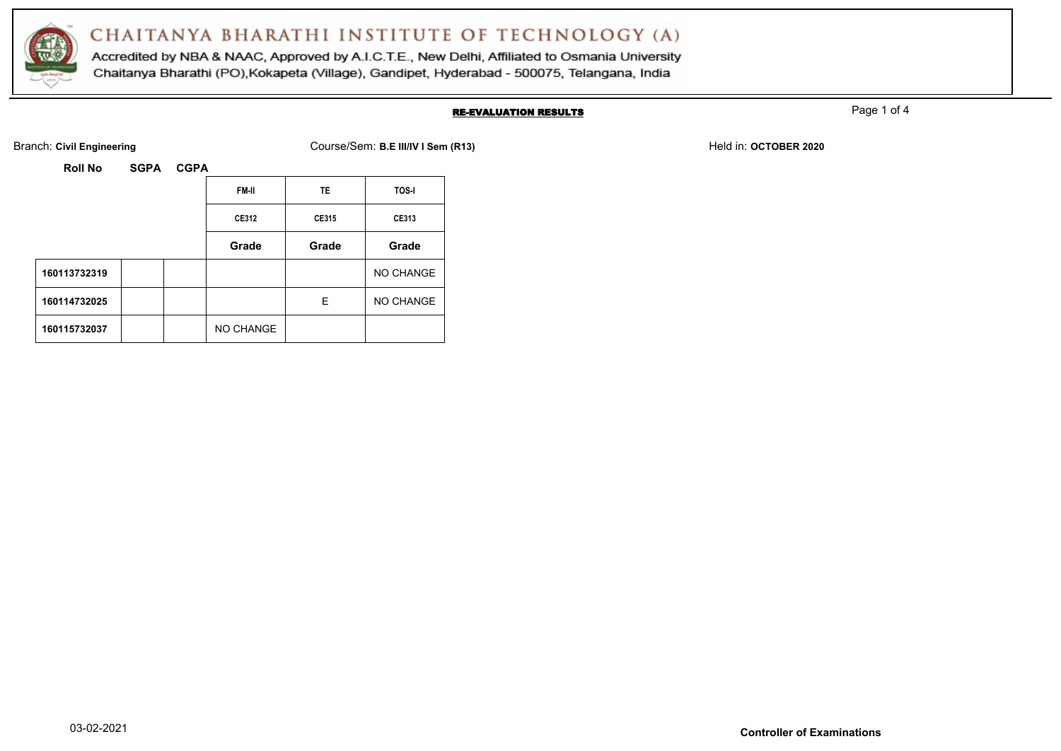# CHAITANYA BHARATHI INSTITUTE OF TECHNOLOGY (A)

Accredited by NBA & NAAC, Approved by A.I.C.T.E., New Delhi, Affiliated to Osmania University
Chaitanya Bharathi (PO),Kokapeta (Village), Gandipet, Hyderabad - 500075, Telangana, India

## RE-EVALUATION RESULTS

Branch: **Civil Engineering** Course/Sem: **B.E III/IV I Sem (R13)** Held in: **OCTOBER 2020**

| Roll No | SGPA | CGPA | FM-II | TE | TOS-I |
|---|---|---|---|---|---|
| | | | CE312 | CE315 | CE313 |
| | | | Grade | Grade | Grade |
| 160113732319 | | | | | NO CHANGE |
| 160114732025 | | | | E | NO CHANGE |
| 160115732037 | | | NO CHANGE | | |

03-02-2021

**Controller of Examinations**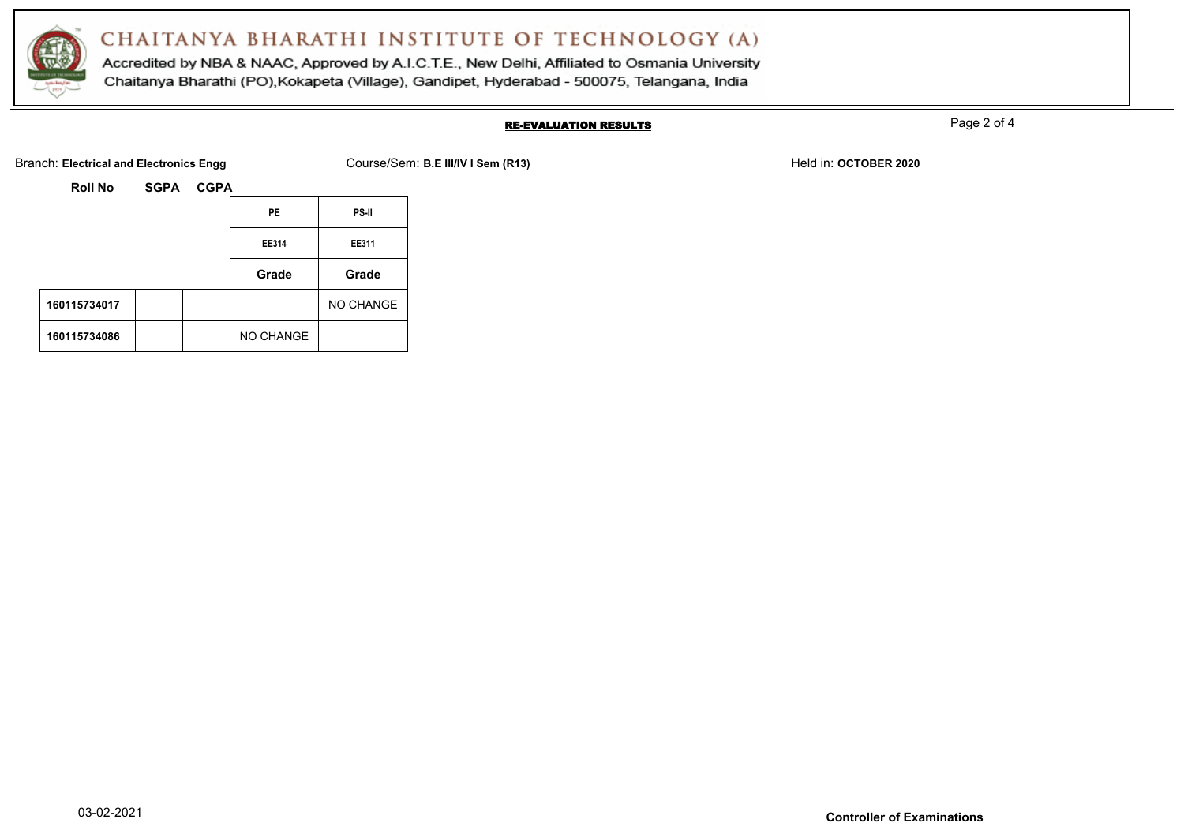# CHAITANYA BHARATHI INSTITUTE OF TECHNOLOGY (A)

Accredited by NBA & NAAC, Approved by A.I.C.T.E., New Delhi, Affiliated to Osmania University
Chaitanya Bharathi (PO),Kokapeta (Village), Gandipet, Hyderabad - 500075, Telangana, India

**RE-EVALUATION RESULTS**

Branch: **Electrical and Electronics Engg** Course/Sem: **B.E III/IV I Sem (R13)** Held in: **OCTOBER 2020**

| Roll No | SGPA | CGPA | PE | PS-II |
|---|---|---|---|---|
| | | | EE314 | EE311 |
| | | | Grade | Grade |
| 160115734017 | | | | NO CHANGE |
| 160115734086 | | | NO CHANGE | |

03-02-2021

**Controller of Examinations**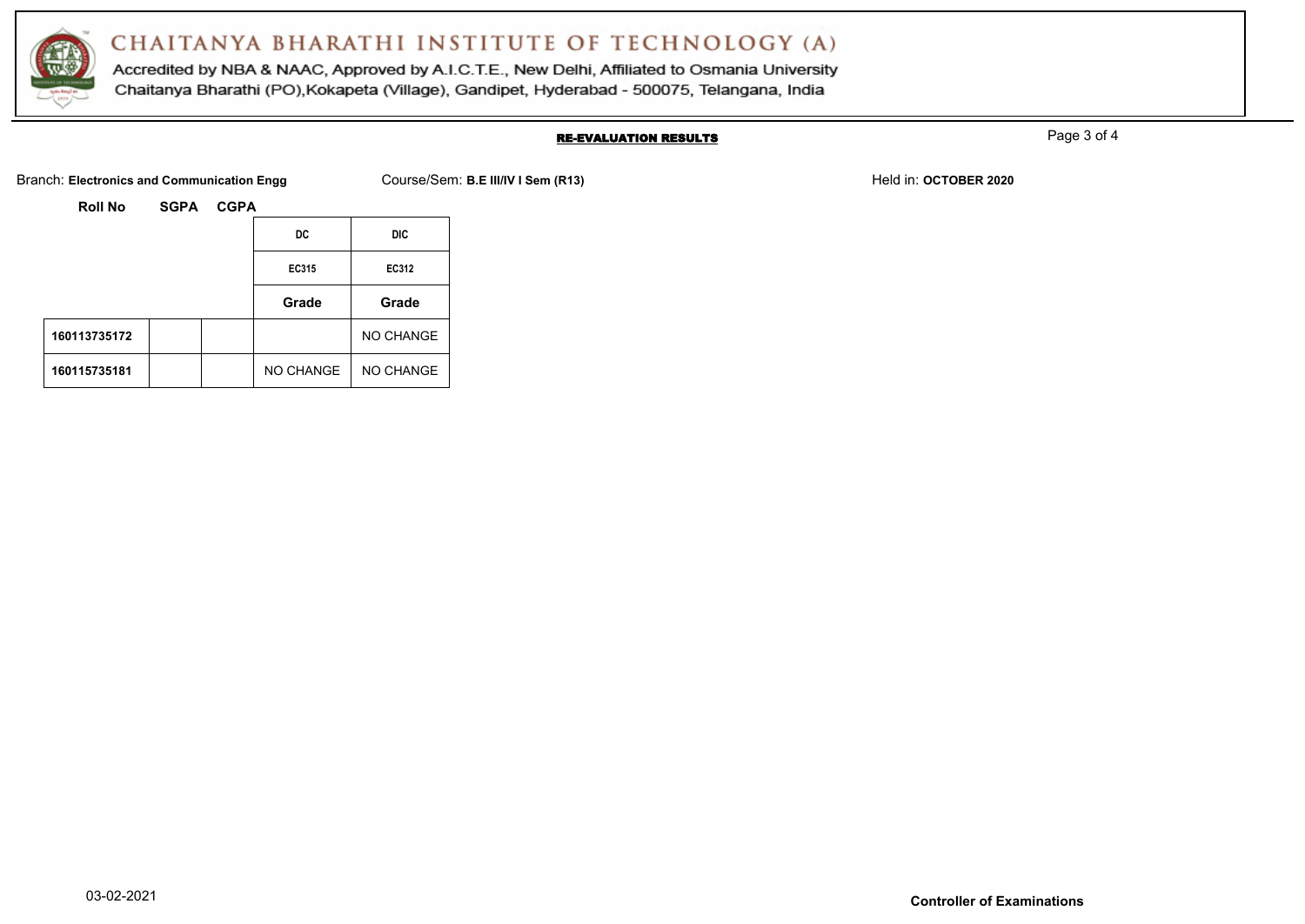# CHAITANYA BHARATHI INSTITUTE OF TECHNOLOGY (A)

Accredited by NBA & NAAC, Approved by A.I.C.T.E., New Delhi, Affiliated to Osmania University

Chaitanya Bharathi (PO),Kokapeta (Village), Gandipet, Hyderabad - 500075, Telangana, India

## RE-EVALUATION RESULTS

Branch: **Electronics and Communication Engg**  Course/Sem: **B.E III/IV I Sem (R13)**  Held in: **OCTOBER 2020**

| Roll No | SGPA | CGPA | DC | DIC |
|---|---|---|---|---|
| | | | EC315 | EC312 |
| | | | Grade | Grade |
| **160113735172** | | | | NO CHANGE |
| **160115735181** | | | NO CHANGE | NO CHANGE |

03-02-2021

**Controller of Examinations**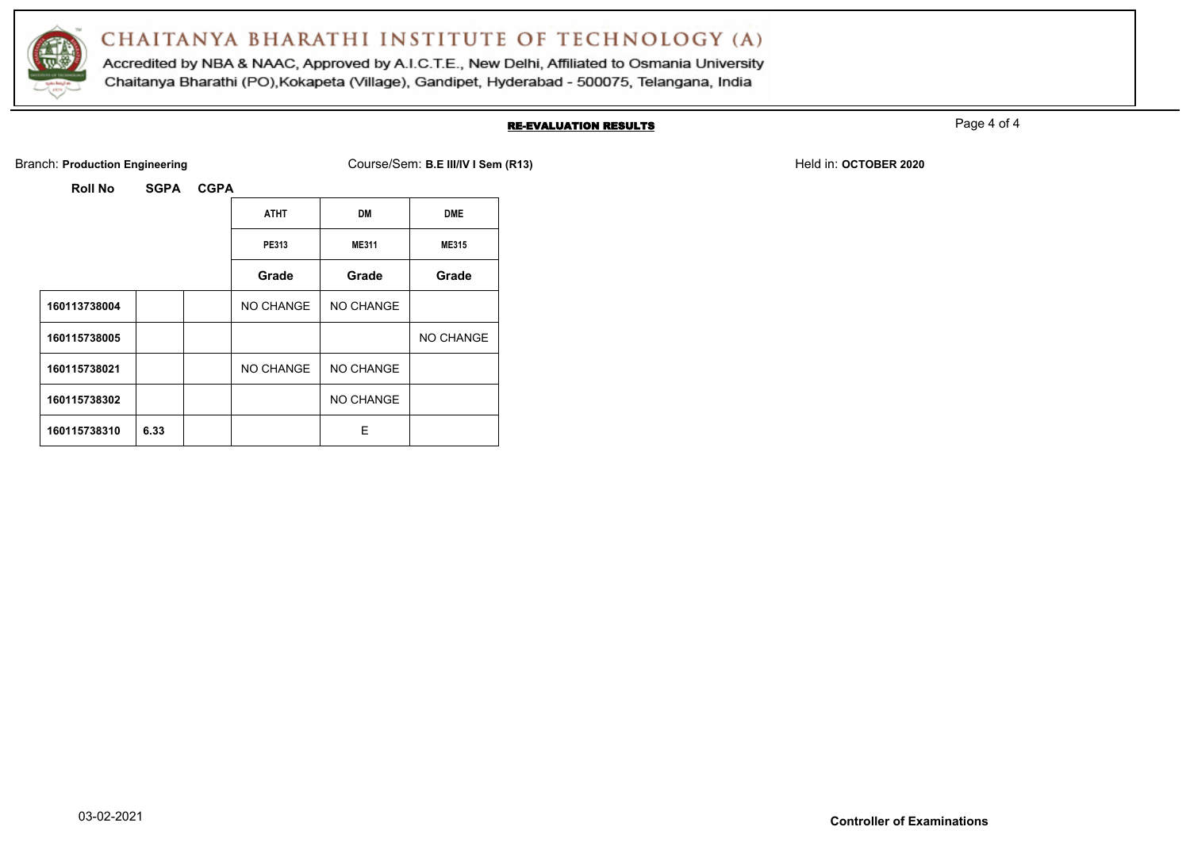# CHAITANYA BHARATHI INSTITUTE OF TECHNOLOGY (A)

Accredited by NBA & NAAC, Approved by A.I.C.T.E., New Delhi, Affiliated to Osmania University

Chaitanya Bharathi (PO),Kokapeta (Village), Gandipet, Hyderabad - 500075, Telangana, India

## RE-EVALUATION RESULTS

Branch: **Production Engineering** Course/Sem: **B.E III/IV I Sem (R13)** Held in: **OCTOBER 2020**

| Roll No | SGPA | CGPA | ATHT | DM | DME |
|---|---|---|---|---|---|
| | | | PE313 | ME311 | ME315 |
| | | | Grade | Grade | Grade |
| 160113738004 | | | NO CHANGE | NO CHANGE | |
| 160115738005 | | | | | NO CHANGE |
| 160115738021 | | | NO CHANGE | NO CHANGE | |
| 160115738302 | | | | NO CHANGE | |
| 160115738310 | 6.33 | | | E | |

03-02-2021

**Controller of Examinations**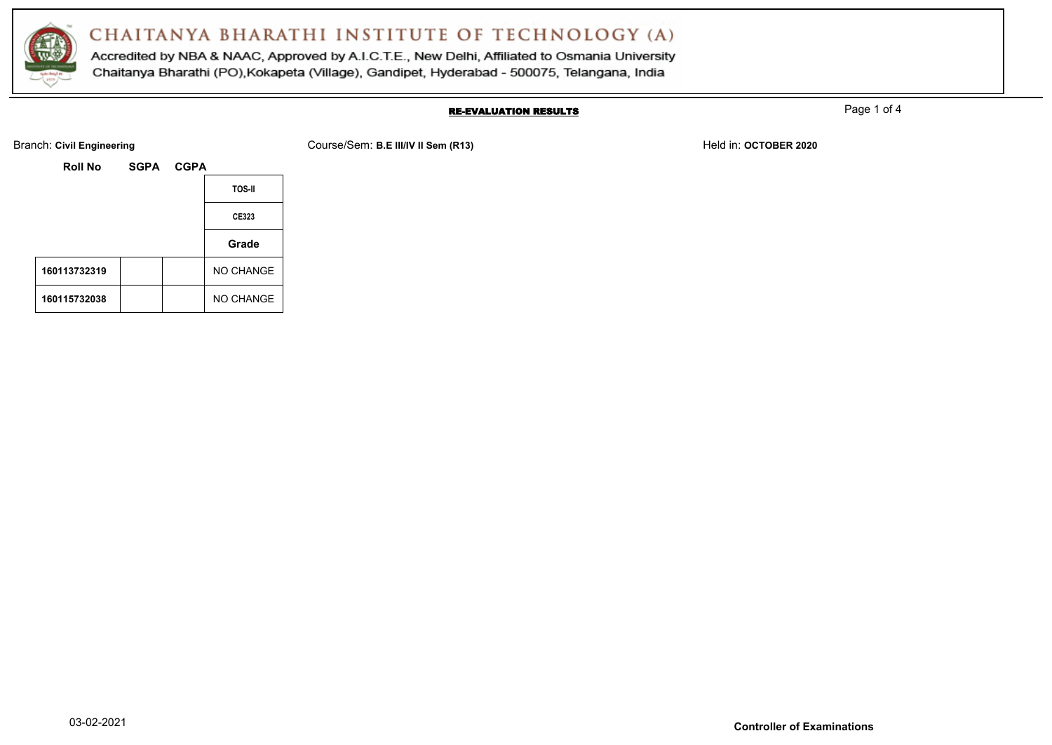# CHAITANYA BHARATHI INSTITUTE OF TECHNOLOGY (A)

Accredited by NBA & NAAC, Approved by A.I.C.T.E., New Delhi, Affiliated to Osmania University
Chaitanya Bharathi (PO),Kokapeta (Village), Gandipet, Hyderabad - 500075, Telangana, India

## RE-EVALUATION RESULTS

Branch: **Civil Engineering** Course/Sem: **B.E III/IV II Sem (R13)** Held in: **OCTOBER 2020**

| Roll No | SGPA | CGPA | TOS-II |
|---|---|---|---|
| | | | CE323 |
| | | | Grade |
| **160113732319** | | | NO CHANGE |
| **160115732038** | | | NO CHANGE |

03-02-2021

**Controller of Examinations**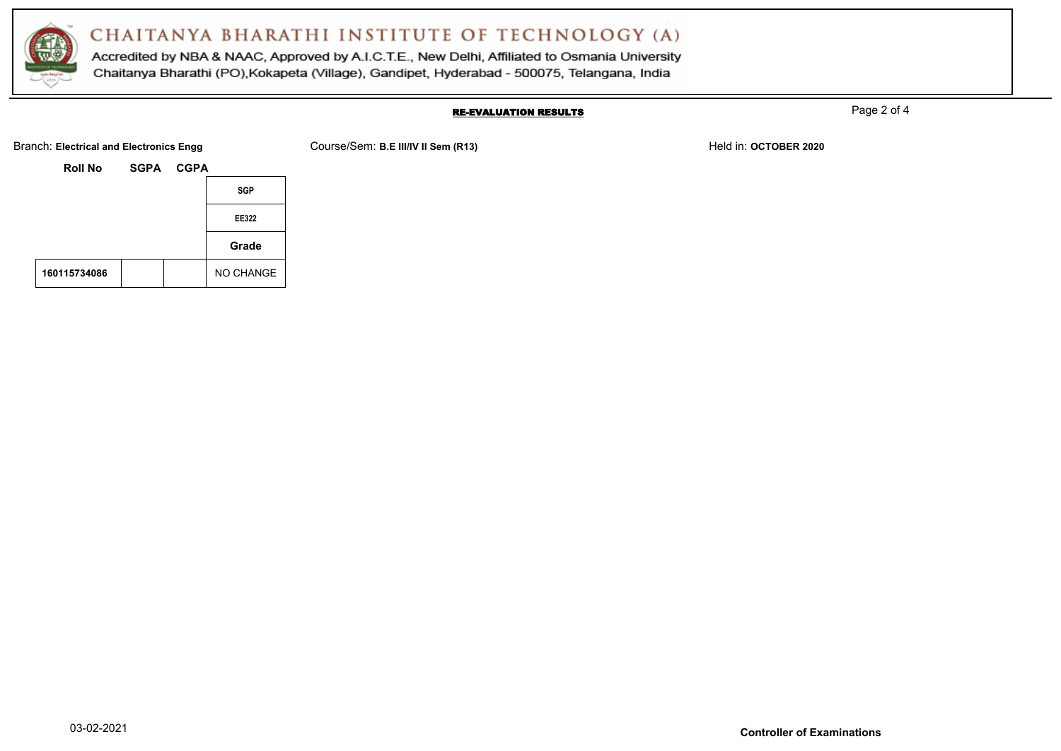# CHAITANYA BHARATHI INSTITUTE OF TECHNOLOGY (A)

Accredited by NBA & NAAC, Approved by A.I.C.T.E., New Delhi, Affiliated to Osmania University
Chaitanya Bharathi (PO),Kokapeta (Village), Gandipet, Hyderabad - 500075, Telangana, India

## RE-EVALUATION RESULTS

Branch: **Electrical and Electronics Engg** Course/Sem: **B.E III/IV II Sem (R13)** Held in: **OCTOBER 2020**

| Roll No | SGPA | CGPA | SGP |
|---|---|---|---|
| | | | EE322 |
| | | | Grade |
| 160115734086 | | | NO CHANGE |

03-02-2021

**Controller of Examinations**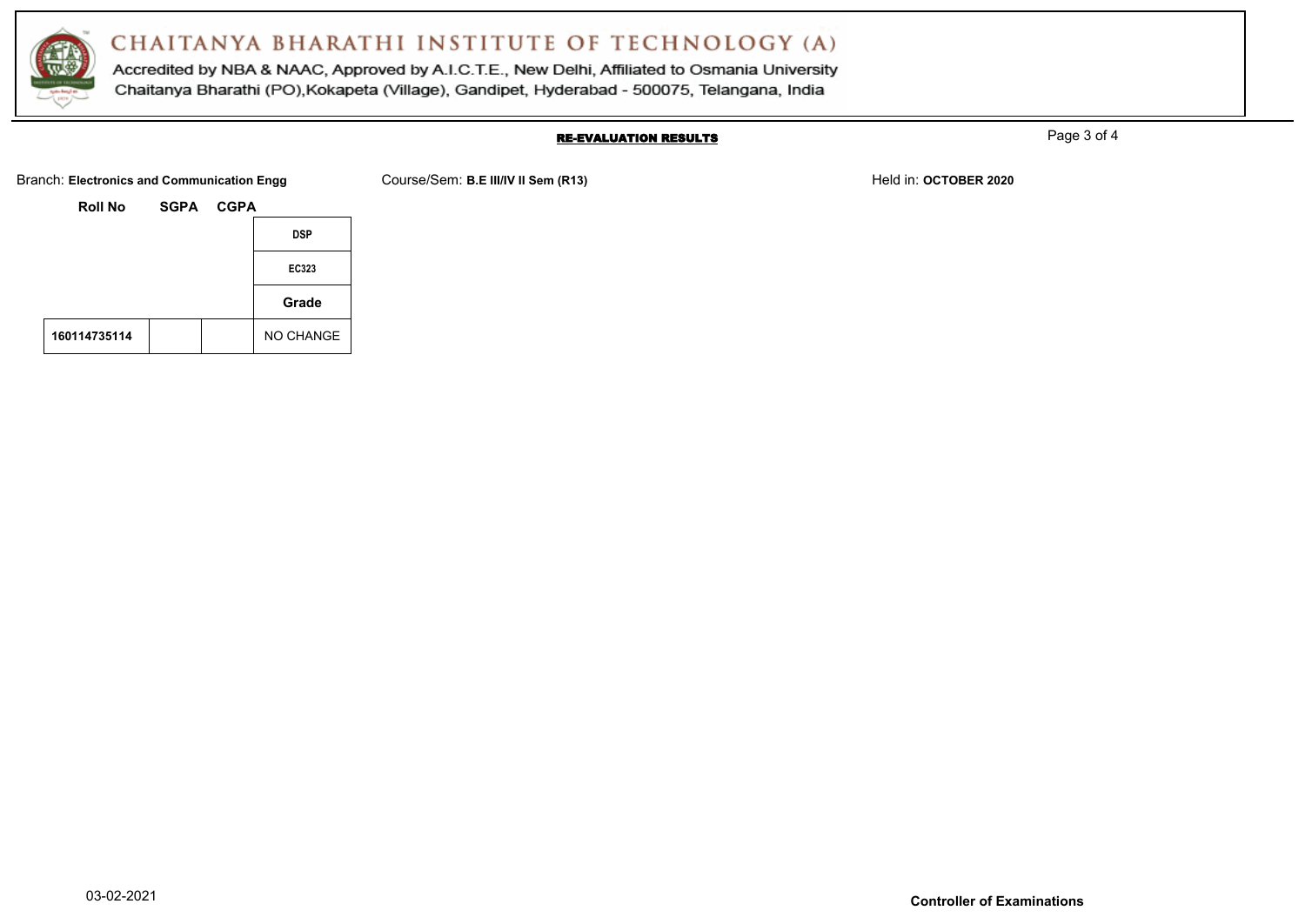# CHAITANYA BHARATHI INSTITUTE OF TECHNOLOGY (A)

Accredited by NBA & NAAC, Approved by A.I.C.T.E., New Delhi, Affiliated to Osmania University
Chaitanya Bharathi (PO),Kokapeta (Village), Gandipet, Hyderabad - 500075, Telangana, India

## RE-EVALUATION RESULTS

Branch: **Electronics and Communication Engg** Course/Sem: **B.E III/IV II Sem (R13)** Held in: **OCTOBER 2020**

| Roll No | SGPA | CGPA | DSP |
|---|---|---|---|
| | | | EC323 |
| | | | Grade |
| 160114735114 | | | NO CHANGE |

03-02-2021

**Controller of Examinations**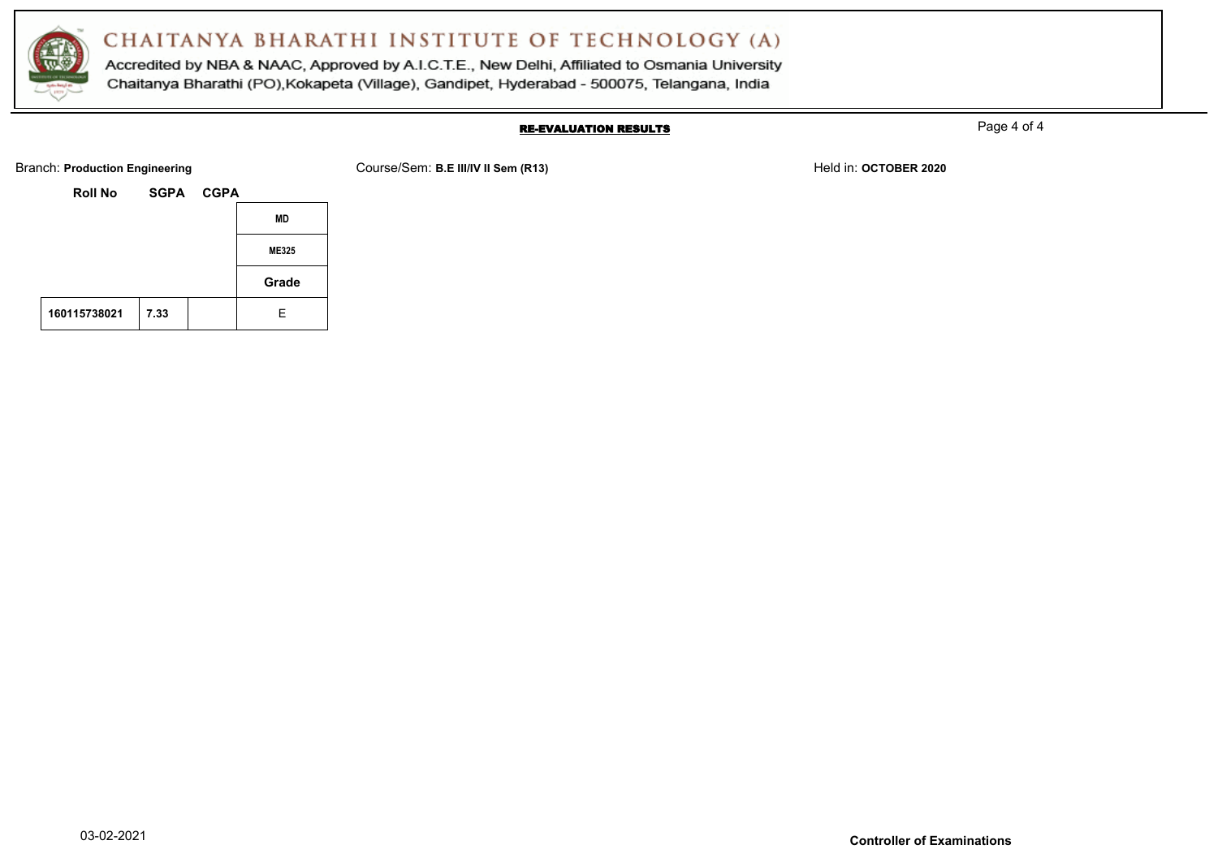# CHAITANYA BHARATHI INSTITUTE OF TECHNOLOGY (A)

Accredited by NBA & NAAC, Approved by A.I.C.T.E., New Delhi, Affiliated to Osmania University
Chaitanya Bharathi (PO),Kokapeta (Village), Gandipet, Hyderabad - 500075, Telangana, India

**RE-EVALUATION RESULTS**

Branch: **Production Engineering** Course/Sem: **B.E III/IV II Sem (R13)** Held in: **OCTOBER 2020**

| Roll No | SGPA | CGPA | MD |
|---|---|---|---|
| | | | ME325 |
| | | | Grade |
| 160115738021 | 7.33 | | E |

03-02-2021

**Controller of Examinations**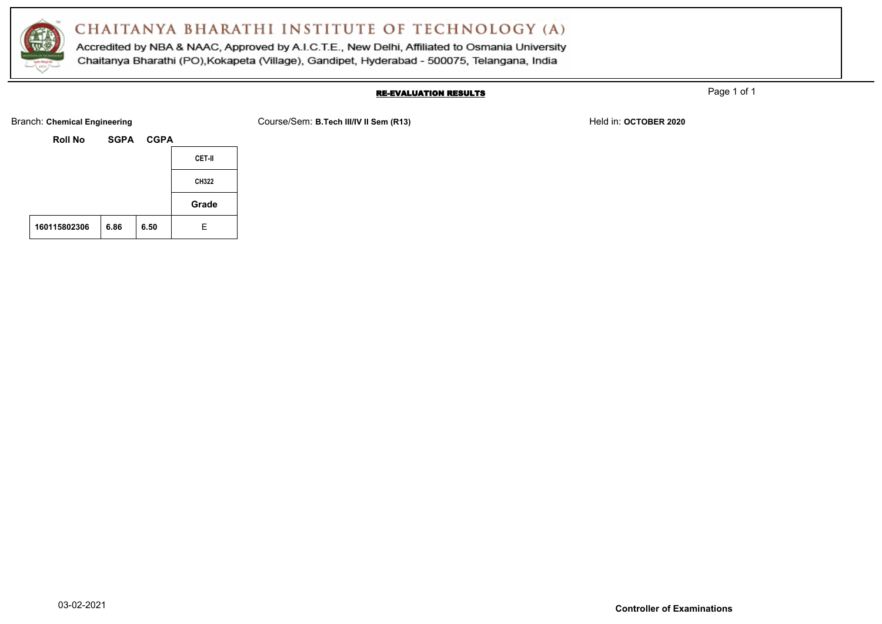# CHAITANYA BHARATHI INSTITUTE OF TECHNOLOGY (A)

Accredited by NBA & NAAC, Approved by A.I.C.T.E., New Delhi, Affiliated to Osmania University
Chaitanya Bharathi (PO),Kokapeta (Village), Gandipet, Hyderabad - 500075, Telangana, India

## RE-EVALUATION RESULTS

Branch: **Chemical Engineering** Course/Sem: **B.Tech III/IV II Sem (R13)** Held in: **OCTOBER 2020**

| Roll No | SGPA | CGPA | CET-II |
|---|---|---|---|
| | | | CH322 |
| | | | Grade |
| 160115802306 | 6.86 | 6.50 | E |

03-02-2021

**Controller of Examinations**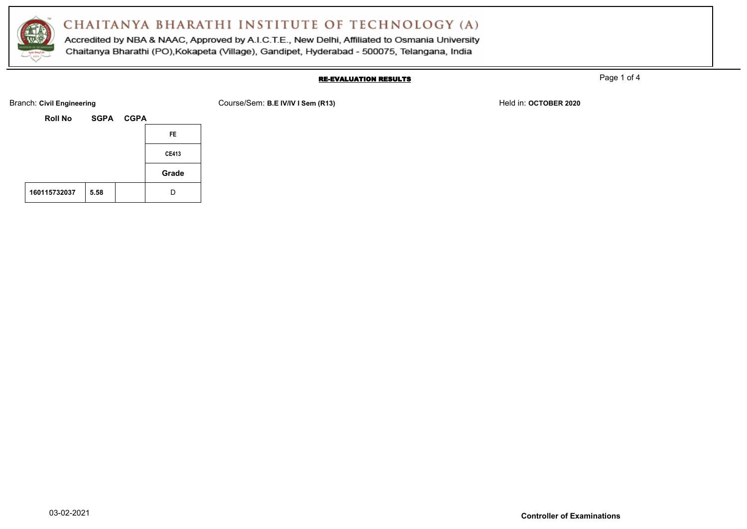# CHAITANYA BHARATHI INSTITUTE OF TECHNOLOGY (A)

Accredited by NBA & NAAC, Approved by A.I.C.T.E., New Delhi, Affiliated to Osmania University
Chaitanya Bharathi (PO),Kokapeta (Village), Gandipet, Hyderabad - 500075, Telangana, India

**RE-EVALUATION RESULTS**

Branch: **Civil Engineering** Course/Sem: **B.E IV/IV I Sem (R13)** Held in: **OCTOBER 2020**

| Roll No | SGPA | CGPA | FE |
|---|---|---|---|
| | | | CE413 |
| | | | Grade |
| 160115732037 | 5.58 | | D |

03-02-2021

**Controller of Examinations**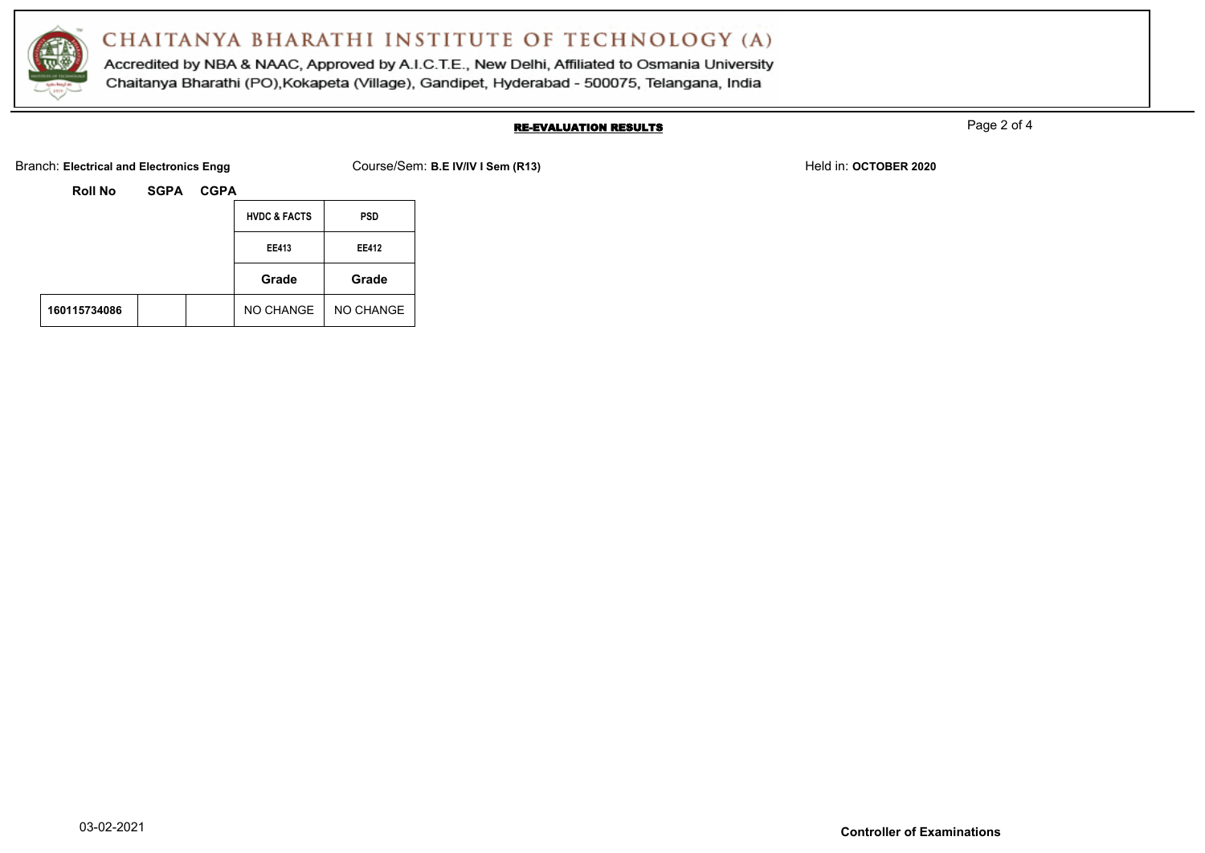# CHAITANYA BHARATHI INSTITUTE OF TECHNOLOGY (A)

Accredited by NBA & NAAC, Approved by A.I.C.T.E., New Delhi, Affiliated to Osmania University
Chaitanya Bharathi (PO),Kokapeta (Village), Gandipet, Hyderabad - 500075, Telangana, India

## RE-EVALUATION RESULTS

Branch: **Electrical and Electronics Engg** Course/Sem: **B.E IV/IV I Sem (R13)** Held in: **OCTOBER 2020**

| Roll No | SGPA | CGPA | HVDC & FACTS | PSD |
|---|---|---|---|---|
| | | | EE413 | EE412 |
| | | | Grade | Grade |
| **160115734086** | | | NO CHANGE | NO CHANGE |

03-02-2021

**Controller of Examinations**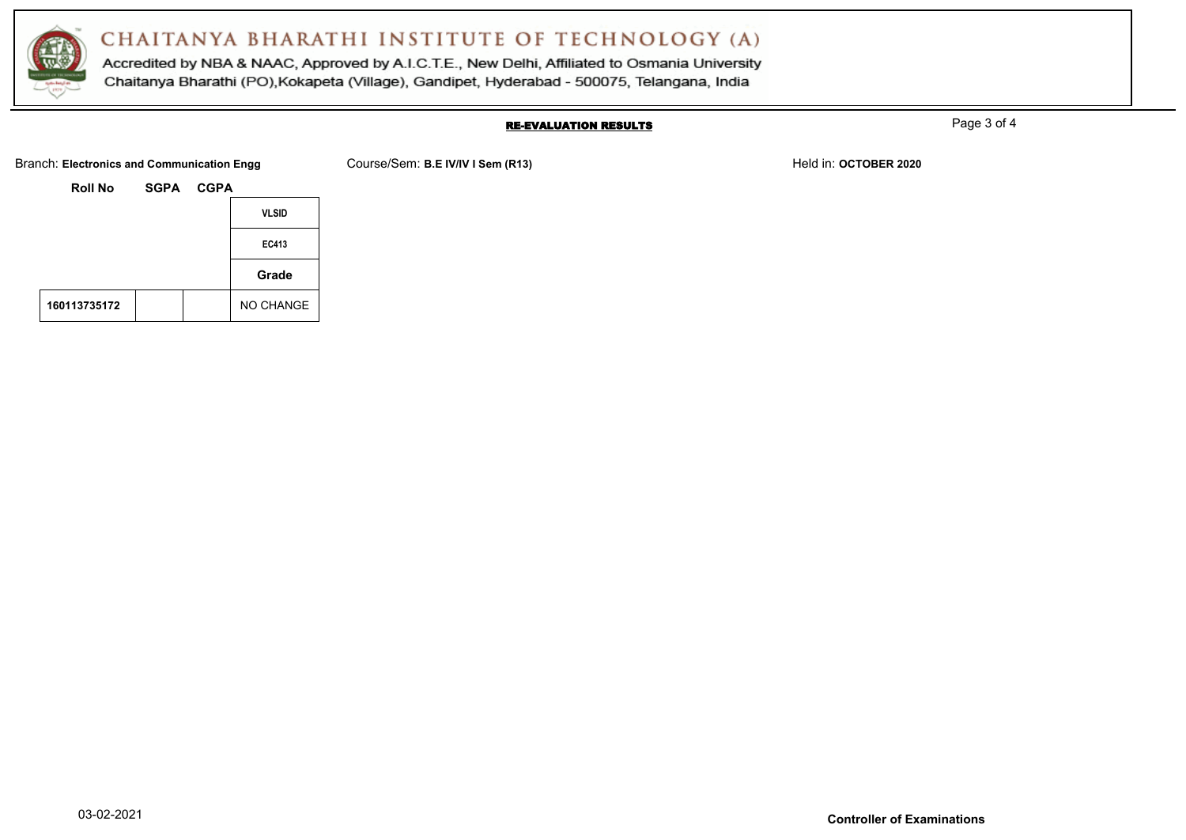# CHAITANYA BHARATHI INSTITUTE OF TECHNOLOGY (A)

Accredited by NBA & NAAC, Approved by A.I.C.T.E., New Delhi, Affiliated to Osmania University
Chaitanya Bharathi (PO),Kokapeta (Village), Gandipet, Hyderabad - 500075, Telangana, India

**RE-EVALUATION RESULTS**

Branch: **Electronics and Communication Engg** Course/Sem: **B.E IV/IV I Sem (R13)** Held in: **OCTOBER 2020**

| Roll No | SGPA | CGPA | VLSID |
|---|---|---|---|
| | | | EC413 |
| | | | Grade |
| 160113735172 | | | NO CHANGE |

03-02-2021

**Controller of Examinations**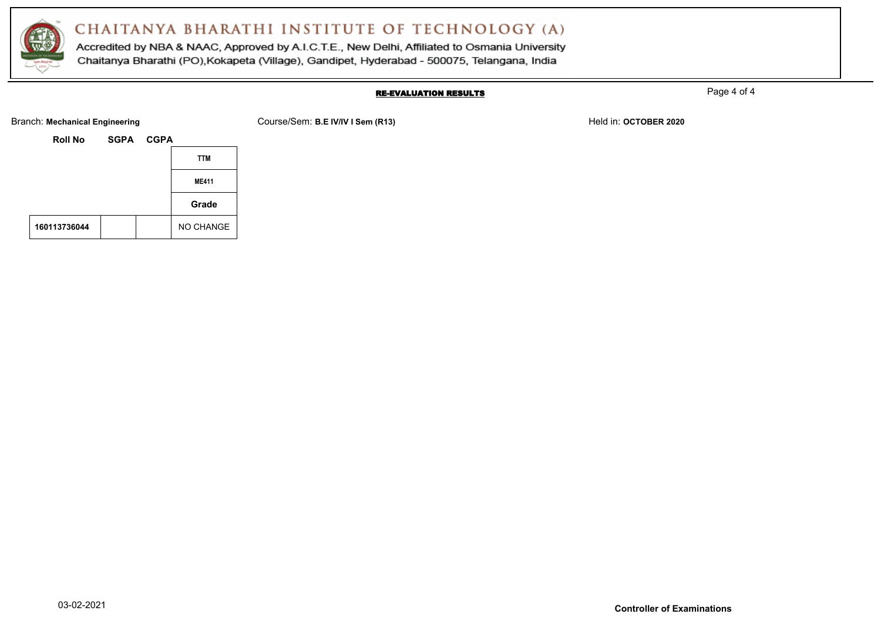# CHAITANYA BHARATHI INSTITUTE OF TECHNOLOGY (A)

Accredited by NBA & NAAC, Approved by A.I.C.T.E., New Delhi, Affiliated to Osmania University
Chaitanya Bharathi (PO),Kokapeta (Village), Gandipet, Hyderabad - 500075, Telangana, India

## RE-EVALUATION RESULTS

Branch: **Mechanical Engineering**    Course/Sem: **B.E IV/IV I Sem (R13)**    Held in: **OCTOBER 2020**

| Roll No | SGPA | CGPA | TTM |
|---|---|---|---|
| | | | ME411 |
| | | | Grade |
| 160113736044 | | | NO CHANGE |

03-02-2021

**Controller of Examinations**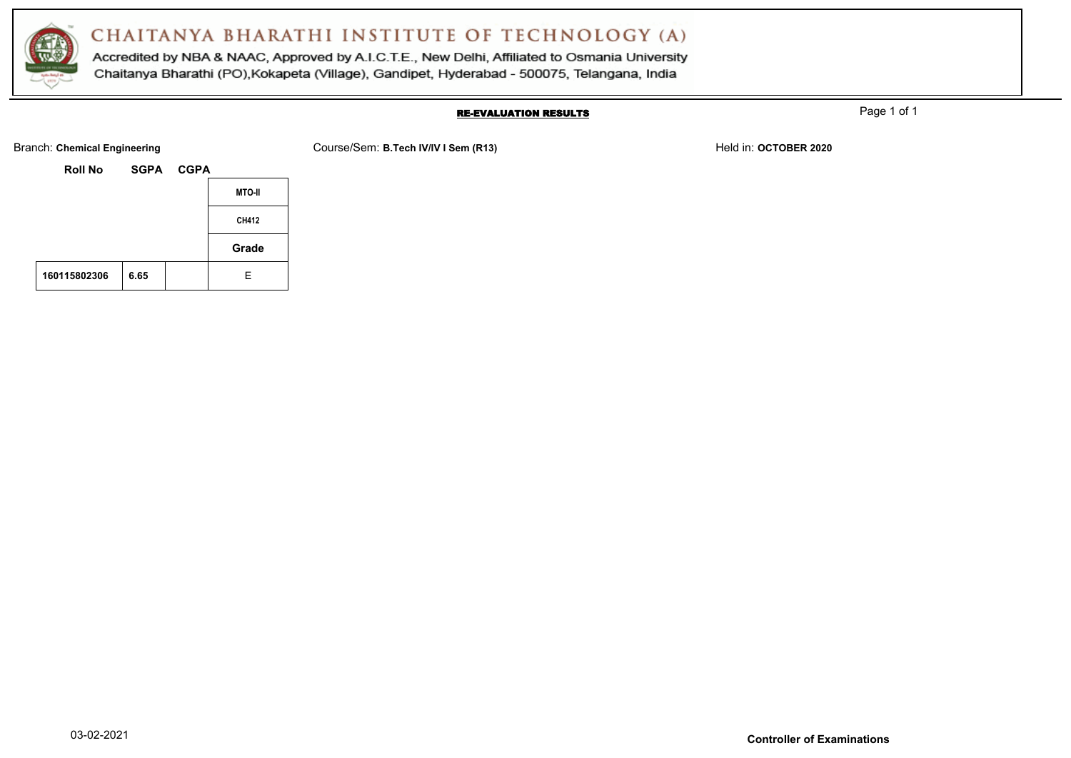# CHAITANYA BHARATHI INSTITUTE OF TECHNOLOGY (A)

Accredited by NBA & NAAC, Approved by A.I.C.T.E., New Delhi, Affiliated to Osmania University
Chaitanya Bharathi (PO),Kokapeta (Village), Gandipet, Hyderabad - 500075, Telangana, India

**RE-EVALUATION RESULTS**

Branch: **Chemical Engineering** Course/Sem: **B.Tech IV/IV I Sem (R13)** Held in: **OCTOBER 2020**

| Roll No | SGPA | CGPA | MTO-II |
|---|---|---|---|
| | | | CH412 |
| | | | Grade |
| 160115802306 | 6.65 | | E |

03-02-2021

**Controller of Examinations**